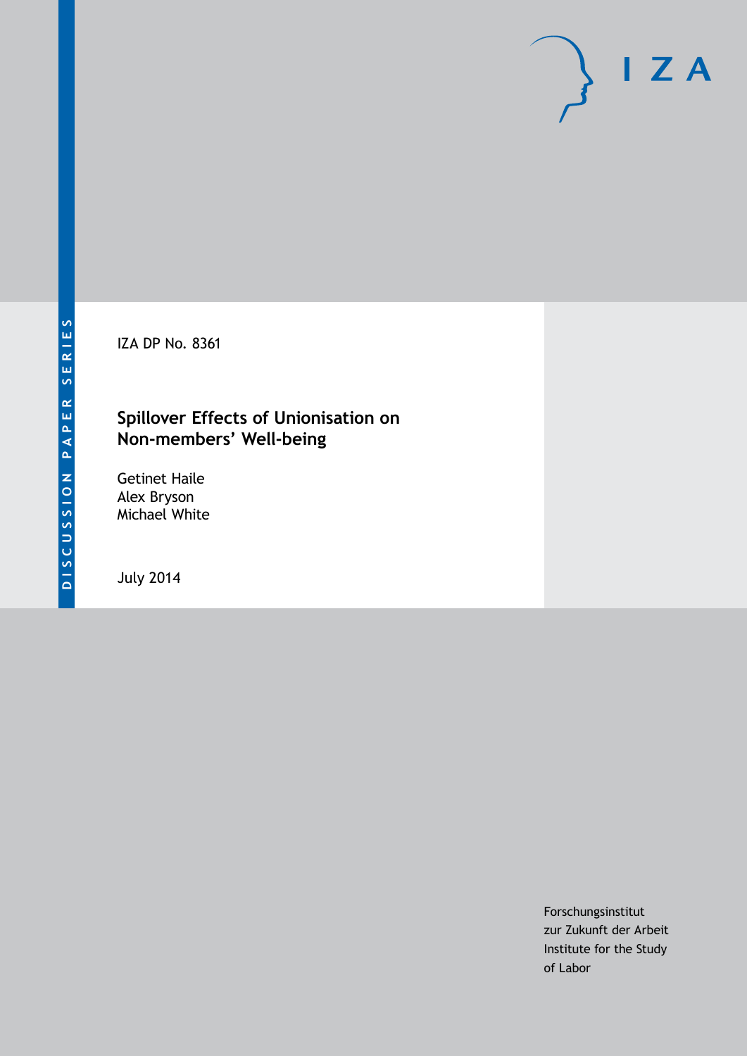DISCUSSION PAPER SERIES

IZA DP No. 8361

# Spillover Effects of Unionisation on Non-members' Well-being

Getinet Haile
Alex Bryson
Michael White

July 2014

Forschungsinstitut
zur Zukunft der Arbeit
Institute for the Study
of Labor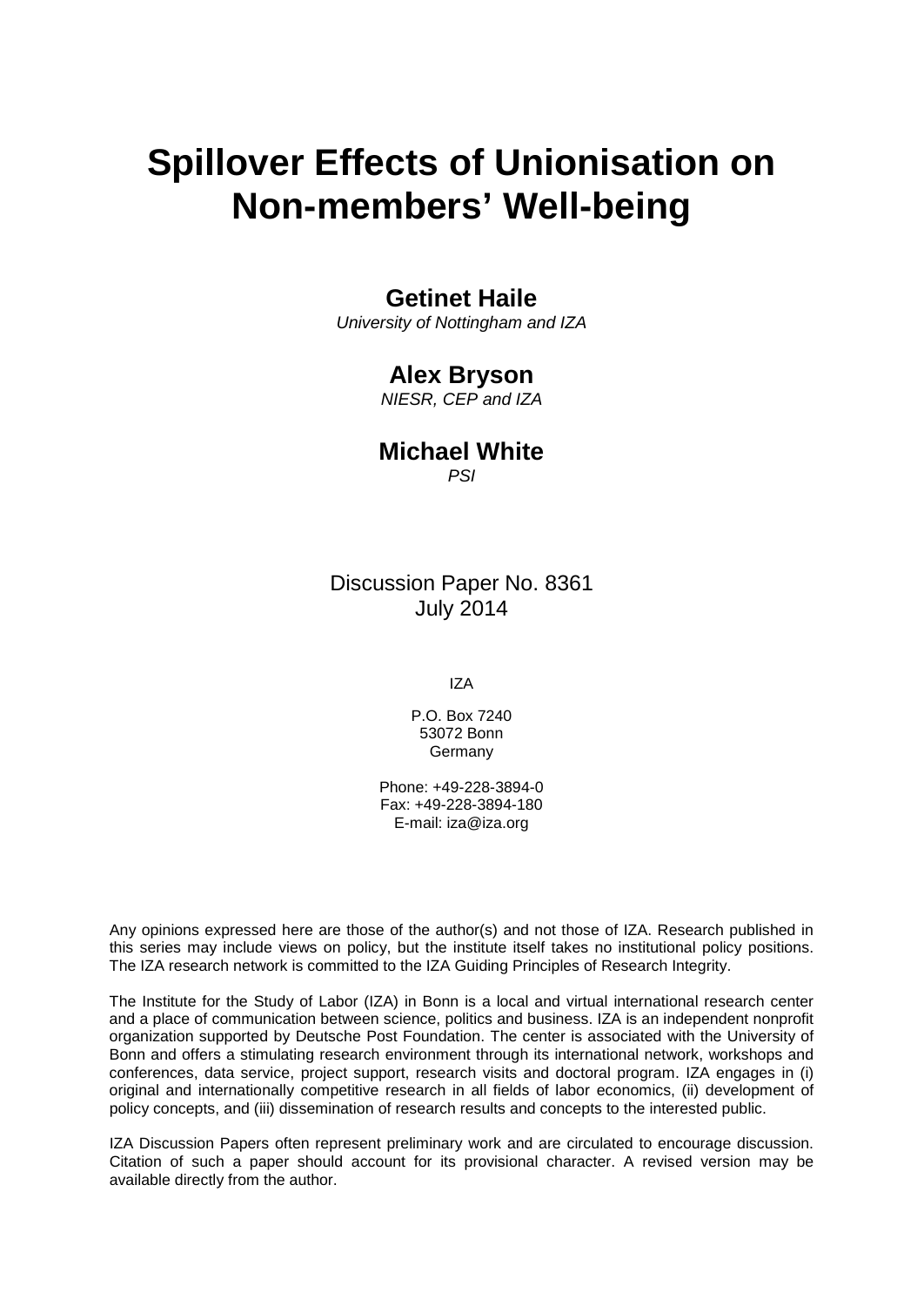# Spillover Effects of Unionisation on Non-members' Well-being

## Getinet Haile

*University of Nottingham and IZA*

## Alex Bryson

*NIESR, CEP and IZA*

## Michael White

*PSI*

Discussion Paper No. 8361
July 2014

IZA

P.O. Box 7240
53072 Bonn
Germany

Phone: +49-228-3894-0
Fax: +49-228-3894-180
E-mail: iza@iza.org

Any opinions expressed here are those of the author(s) and not those of IZA. Research published in this series may include views on policy, but the institute itself takes no institutional policy positions. The IZA research network is committed to the IZA Guiding Principles of Research Integrity.

The Institute for the Study of Labor (IZA) in Bonn is a local and virtual international research center and a place of communication between science, politics and business. IZA is an independent nonprofit organization supported by Deutsche Post Foundation. The center is associated with the University of Bonn and offers a stimulating research environment through its international network, workshops and conferences, data service, project support, research visits and doctoral program. IZA engages in (i) original and internationally competitive research in all fields of labor economics, (ii) development of policy concepts, and (iii) dissemination of research results and concepts to the interested public.

IZA Discussion Papers often represent preliminary work and are circulated to encourage discussion. Citation of such a paper should account for its provisional character. A revised version may be available directly from the author.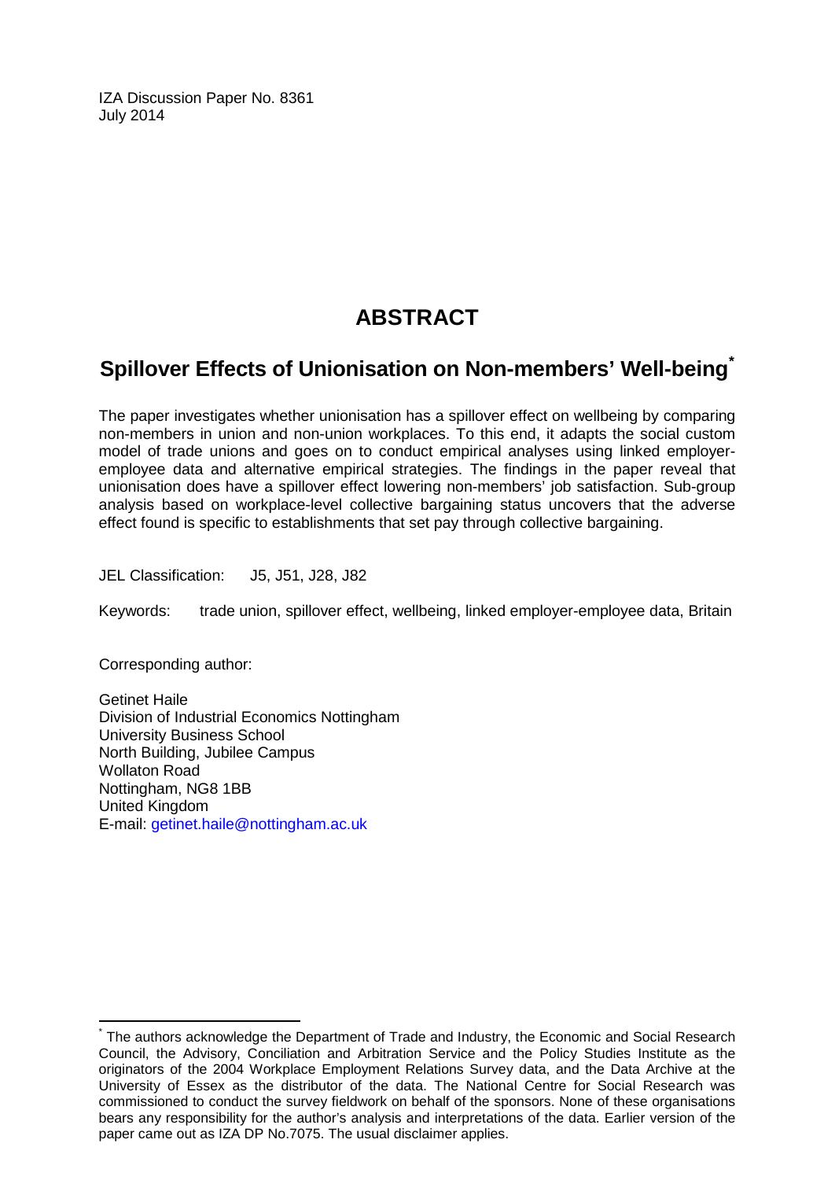IZA Discussion Paper No. 8361
July 2014

# ABSTRACT

## Spillover Effects of Unionisation on Non-members' Well-being[*]

The paper investigates whether unionisation has a spillover effect on wellbeing by comparing non-members in union and non-union workplaces. To this end, it adapts the social custom model of trade unions and goes on to conduct empirical analyses using linked employer-employee data and alternative empirical strategies. The findings in the paper reveal that unionisation does have a spillover effect lowering non-members' job satisfaction. Sub-group analysis based on workplace-level collective bargaining status uncovers that the adverse effect found is specific to establishments that set pay through collective bargaining.

JEL Classification: J5, J51, J28, J82

Keywords: trade union, spillover effect, wellbeing, linked employer-employee data, Britain

Corresponding author:

Getinet Haile
Division of Industrial Economics Nottingham
University Business School
North Building, Jubilee Campus
Wollaton Road
Nottingham, NG8 1BB
United Kingdom
E-mail: getinet.haile@nottingham.ac.uk

---

[*] The authors acknowledge the Department of Trade and Industry, the Economic and Social Research Council, the Advisory, Conciliation and Arbitration Service and the Policy Studies Institute as the originators of the 2004 Workplace Employment Relations Survey data, and the Data Archive at the University of Essex as the distributor of the data. The National Centre for Social Research was commissioned to conduct the survey fieldwork on behalf of the sponsors. None of these organisations bears any responsibility for the author's analysis and interpretations of the data. Earlier version of the paper came out as IZA DP No.7075. The usual disclaimer applies.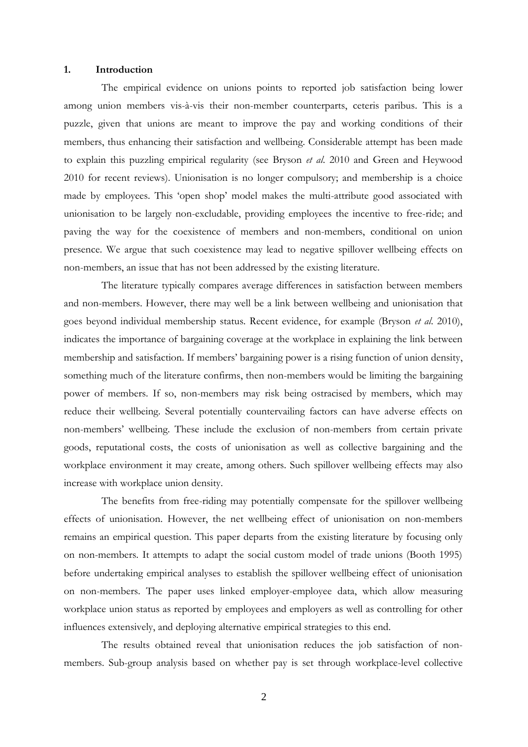## 1. Introduction

The empirical evidence on unions points to reported job satisfaction being lower among union members vis-à-vis their non-member counterparts, ceteris paribus. This is a puzzle, given that unions are meant to improve the pay and working conditions of their members, thus enhancing their satisfaction and wellbeing. Considerable attempt has been made to explain this puzzling empirical regularity (see Bryson *et al.* 2010 and Green and Heywood 2010 for recent reviews). Unionisation is no longer compulsory; and membership is a choice made by employees. This 'open shop' model makes the multi-attribute good associated with unionisation to be largely non-excludable, providing employees the incentive to free-ride; and paving the way for the coexistence of members and non-members, conditional on union presence. We argue that such coexistence may lead to negative spillover wellbeing effects on non-members, an issue that has not been addressed by the existing literature.

The literature typically compares average differences in satisfaction between members and non-members. However, there may well be a link between wellbeing and unionisation that goes beyond individual membership status. Recent evidence, for example (Bryson *et al.* 2010), indicates the importance of bargaining coverage at the workplace in explaining the link between membership and satisfaction. If members' bargaining power is a rising function of union density, something much of the literature confirms, then non-members would be limiting the bargaining power of members. If so, non-members may risk being ostracised by members, which may reduce their wellbeing. Several potentially countervailing factors can have adverse effects on non-members' wellbeing. These include the exclusion of non-members from certain private goods, reputational costs, the costs of unionisation as well as collective bargaining and the workplace environment it may create, among others. Such spillover wellbeing effects may also increase with workplace union density.

The benefits from free-riding may potentially compensate for the spillover wellbeing effects of unionisation. However, the net wellbeing effect of unionisation on non-members remains an empirical question. This paper departs from the existing literature by focusing only on non-members. It attempts to adapt the social custom model of trade unions (Booth 1995) before undertaking empirical analyses to establish the spillover wellbeing effect of unionisation on non-members. The paper uses linked employer-employee data, which allow measuring workplace union status as reported by employees and employers as well as controlling for other influences extensively, and deploying alternative empirical strategies to this end.

The results obtained reveal that unionisation reduces the job satisfaction of non-members. Sub-group analysis based on whether pay is set through workplace-level collective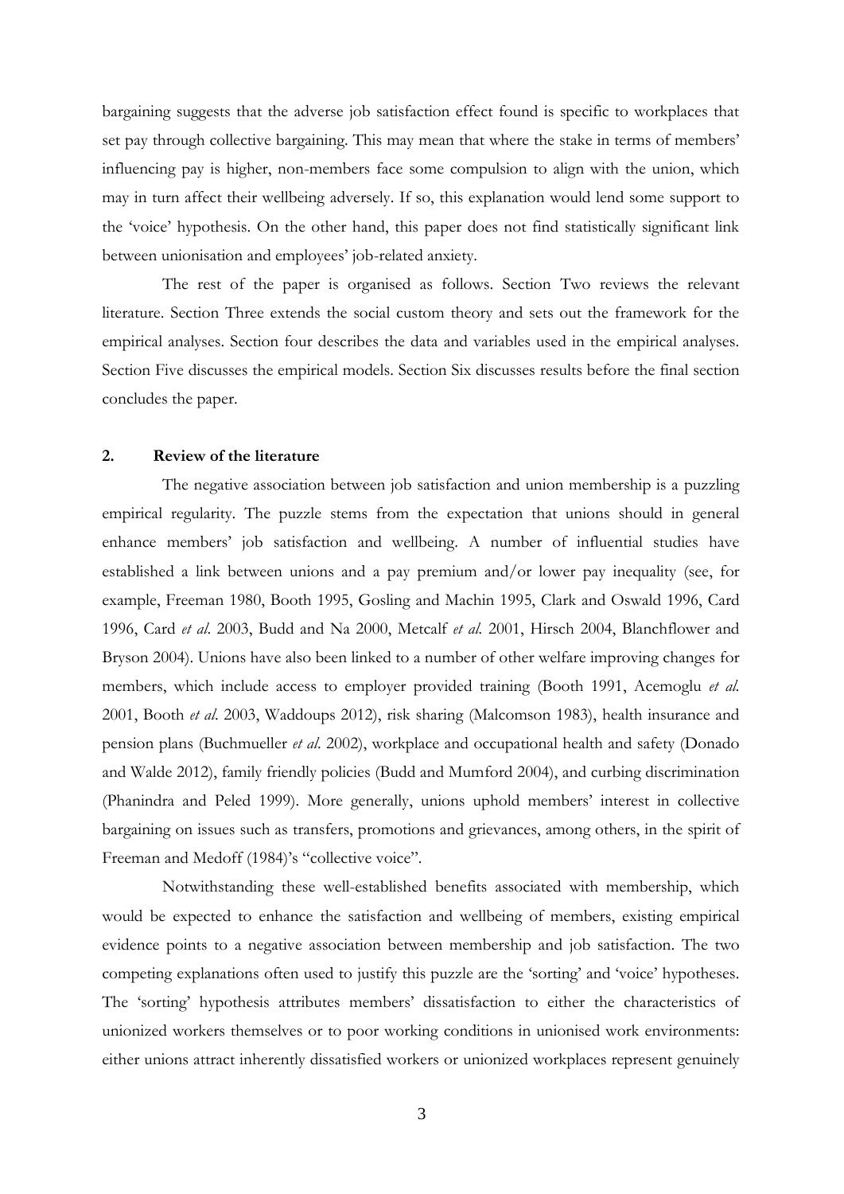bargaining suggests that the adverse job satisfaction effect found is specific to workplaces that set pay through collective bargaining. This may mean that where the stake in terms of members' influencing pay is higher, non-members face some compulsion to align with the union, which may in turn affect their wellbeing adversely. If so, this explanation would lend some support to the 'voice' hypothesis. On the other hand, this paper does not find statistically significant link between unionisation and employees' job-related anxiety.

The rest of the paper is organised as follows. Section Two reviews the relevant literature. Section Three extends the social custom theory and sets out the framework for the empirical analyses. Section four describes the data and variables used in the empirical analyses. Section Five discusses the empirical models. Section Six discusses results before the final section concludes the paper.

## 2. Review of the literature

The negative association between job satisfaction and union membership is a puzzling empirical regularity. The puzzle stems from the expectation that unions should in general enhance members' job satisfaction and wellbeing. A number of influential studies have established a link between unions and a pay premium and/or lower pay inequality (see, for example, Freeman 1980, Booth 1995, Gosling and Machin 1995, Clark and Oswald 1996, Card 1996, Card *et al.* 2003, Budd and Na 2000, Metcalf *et al.* 2001, Hirsch 2004, Blanchflower and Bryson 2004). Unions have also been linked to a number of other welfare improving changes for members, which include access to employer provided training (Booth 1991, Acemoglu *et al.* 2001, Booth *et al.* 2003, Waddoups 2012), risk sharing (Malcomson 1983), health insurance and pension plans (Buchmueller *et al.* 2002), workplace and occupational health and safety (Donado and Walde 2012), family friendly policies (Budd and Mumford 2004), and curbing discrimination (Phanindra and Peled 1999). More generally, unions uphold members' interest in collective bargaining on issues such as transfers, promotions and grievances, among others, in the spirit of Freeman and Medoff (1984)'s "collective voice".

Notwithstanding these well-established benefits associated with membership, which would be expected to enhance the satisfaction and wellbeing of members, existing empirical evidence points to a negative association between membership and job satisfaction. The two competing explanations often used to justify this puzzle are the 'sorting' and 'voice' hypotheses. The 'sorting' hypothesis attributes members' dissatisfaction to either the characteristics of unionized workers themselves or to poor working conditions in unionised work environments: either unions attract inherently dissatisfied workers or unionized workplaces represent genuinely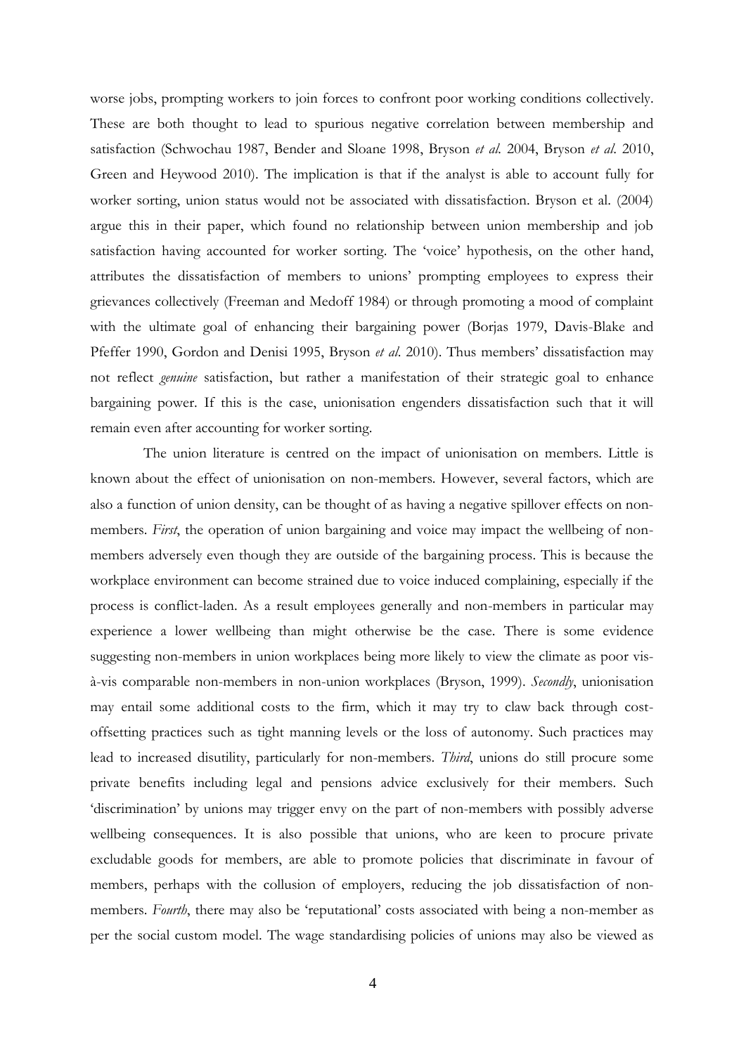worse jobs, prompting workers to join forces to confront poor working conditions collectively. These are both thought to lead to spurious negative correlation between membership and satisfaction (Schwochau 1987, Bender and Sloane 1998, Bryson *et al.* 2004, Bryson *et al*. 2010, Green and Heywood 2010). The implication is that if the analyst is able to account fully for worker sorting, union status would not be associated with dissatisfaction. Bryson et al. (2004) argue this in their paper, which found no relationship between union membership and job satisfaction having accounted for worker sorting. The 'voice' hypothesis, on the other hand, attributes the dissatisfaction of members to unions' prompting employees to express their grievances collectively (Freeman and Medoff 1984) or through promoting a mood of complaint with the ultimate goal of enhancing their bargaining power (Borjas 1979, Davis-Blake and Pfeffer 1990, Gordon and Denisi 1995, Bryson *et al*. 2010). Thus members' dissatisfaction may not reflect *genuine* satisfaction, but rather a manifestation of their strategic goal to enhance bargaining power. If this is the case, unionisation engenders dissatisfaction such that it will remain even after accounting for worker sorting.

The union literature is centred on the impact of unionisation on members. Little is known about the effect of unionisation on non-members. However, several factors, which are also a function of union density, can be thought of as having a negative spillover effects on non-members. *First*, the operation of union bargaining and voice may impact the wellbeing of non-members adversely even though they are outside of the bargaining process. This is because the workplace environment can become strained due to voice induced complaining, especially if the process is conflict-laden. As a result employees generally and non-members in particular may experience a lower wellbeing than might otherwise be the case. There is some evidence suggesting non-members in union workplaces being more likely to view the climate as poor vis-à-vis comparable non-members in non-union workplaces (Bryson, 1999). *Secondly*, unionisation may entail some additional costs to the firm, which it may try to claw back through cost-offsetting practices such as tight manning levels or the loss of autonomy. Such practices may lead to increased disutility, particularly for non-members. *Third*, unions do still procure some private benefits including legal and pensions advice exclusively for their members. Such 'discrimination' by unions may trigger envy on the part of non-members with possibly adverse wellbeing consequences. It is also possible that unions, who are keen to procure private excludable goods for members, are able to promote policies that discriminate in favour of members, perhaps with the collusion of employers, reducing the job dissatisfaction of non-members. *Fourth*, there may also be 'reputational' costs associated with being a non-member as per the social custom model. The wage standardising policies of unions may also be viewed as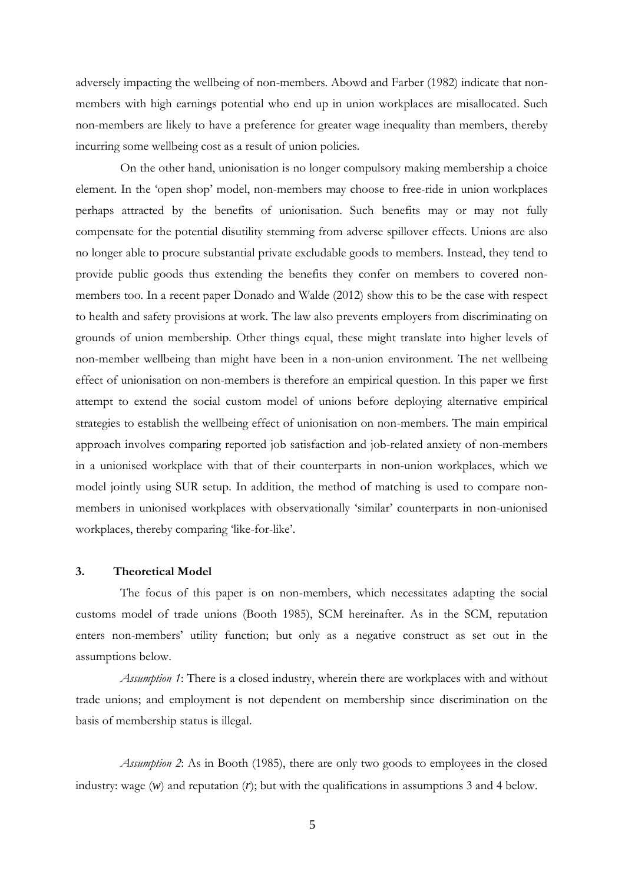adversely impacting the wellbeing of non-members. Abowd and Farber (1982) indicate that non-members with high earnings potential who end up in union workplaces are misallocated. Such non-members are likely to have a preference for greater wage inequality than members, thereby incurring some wellbeing cost as a result of union policies.

On the other hand, unionisation is no longer compulsory making membership a choice element. In the 'open shop' model, non-members may choose to free-ride in union workplaces perhaps attracted by the benefits of unionisation. Such benefits may or may not fully compensate for the potential disutility stemming from adverse spillover effects. Unions are also no longer able to procure substantial private excludable goods to members. Instead, they tend to provide public goods thus extending the benefits they confer on members to covered non-members too. In a recent paper Donado and Walde (2012) show this to be the case with respect to health and safety provisions at work. The law also prevents employers from discriminating on grounds of union membership. Other things equal, these might translate into higher levels of non-member wellbeing than might have been in a non-union environment. The net wellbeing effect of unionisation on non-members is therefore an empirical question. In this paper we first attempt to extend the social custom model of unions before deploying alternative empirical strategies to establish the wellbeing effect of unionisation on non-members. The main empirical approach involves comparing reported job satisfaction and job-related anxiety of non-members in a unionised workplace with that of their counterparts in non-union workplaces, which we model jointly using SUR setup. In addition, the method of matching is used to compare non-members in unionised workplaces with observationally 'similar' counterparts in non-unionised workplaces, thereby comparing 'like-for-like'.

## 3. Theoretical Model

The focus of this paper is on non-members, which necessitates adapting the social customs model of trade unions (Booth 1985), SCM hereinafter. As in the SCM, reputation enters non-members' utility function; but only as a negative construct as set out in the assumptions below.

*Assumption 1*: There is a closed industry, wherein there are workplaces with and without trade unions; and employment is not dependent on membership since discrimination on the basis of membership status is illegal.

*Assumption 2*: As in Booth (1985), there are only two goods to employees in the closed industry: wage ($w$) and reputation ($r$); but with the qualifications in assumptions 3 and 4 below.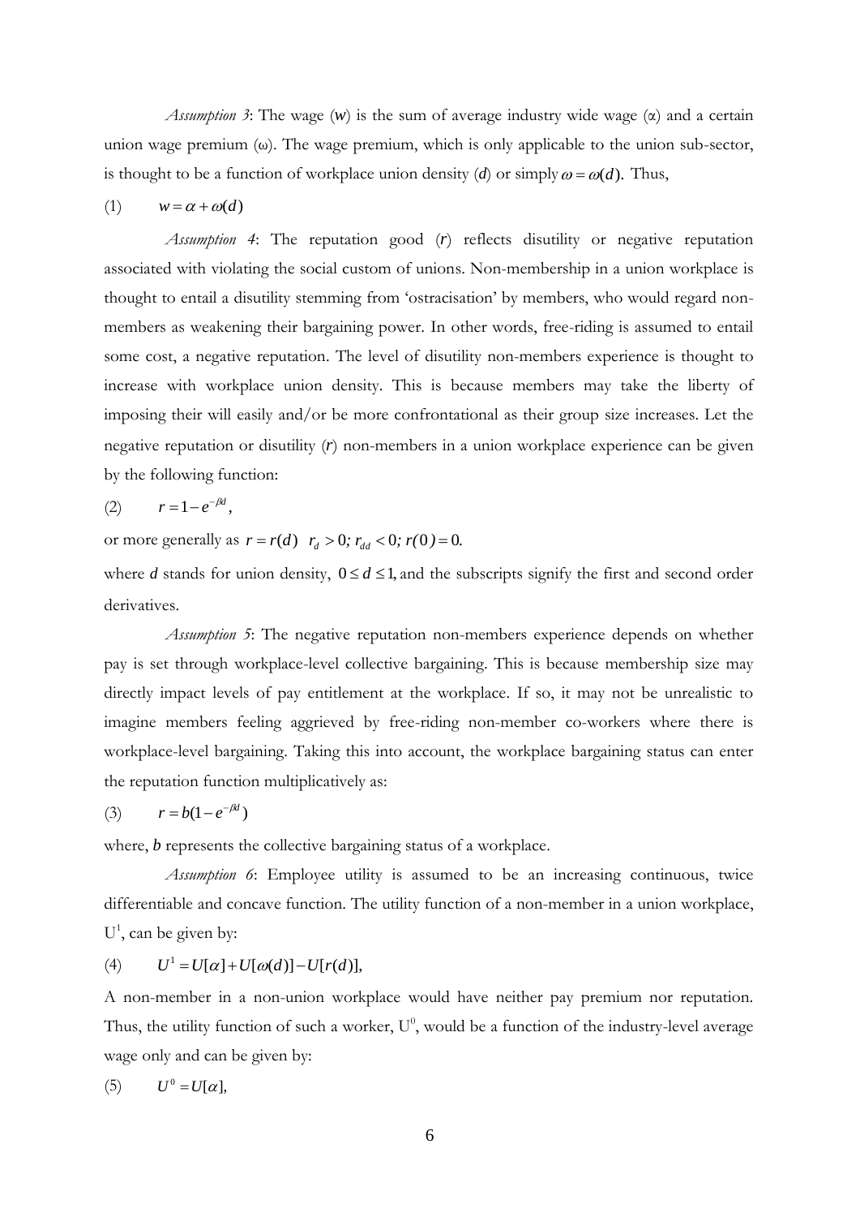*Assumption 3*: The wage ($w$) is the sum of average industry wide wage ($\alpha$) and a certain union wage premium ($\omega$). The wage premium, which is only applicable to the union sub-sector, is thought to be a function of workplace union density ($d$) or simply $\omega = \omega(d)$. Thus,

$$(1) \qquad w = \alpha + \omega(d)$$

*Assumption 4*: The reputation good ($r$) reflects disutility or negative reputation associated with violating the social custom of unions. Non-membership in a union workplace is thought to entail a disutility stemming from 'ostracisation' by members, who would regard non-members as weakening their bargaining power. In other words, free-riding is assumed to entail some cost, a negative reputation. The level of disutility non-members experience is thought to increase with workplace union density. This is because members may take the liberty of imposing their will easily and/or be more confrontational as their group size increases. Let the negative reputation or disutility ($r$) non-members in a union workplace experience can be given by the following function:

$$(2) \qquad r = 1 - e^{-\beta d},$$

or more generally as $r = r(d)$ $\; r_d > 0;\; r_{dd} < 0;\; r(0) = 0.$

where $d$ stands for union density, $0 \le d \le 1$, and the subscripts signify the first and second order derivatives.

*Assumption 5*: The negative reputation non-members experience depends on whether pay is set through workplace-level collective bargaining. This is because membership size may directly impact levels of pay entitlement at the workplace. If so, it may not be unrealistic to imagine members feeling aggrieved by free-riding non-member co-workers where there is workplace-level bargaining. Taking this into account, the workplace bargaining status can enter the reputation function multiplicatively as:

$$(3) \qquad r = b(1 - e^{-\beta d})$$

where, $b$ represents the collective bargaining status of a workplace.

*Assumption 6*: Employee utility is assumed to be an increasing continuous, twice differentiable and concave function. The utility function of a non-member in a union workplace, $U^1$, can be given by:

$$(4) \qquad U^1 = U[\alpha] + U[\omega(d)] - U[r(d)],$$

A non-member in a non-union workplace would have neither pay premium nor reputation. Thus, the utility function of such a worker, $U^0$, would be a function of the industry-level average wage only and can be given by:

$$(5) \qquad U^0 = U[\alpha],$$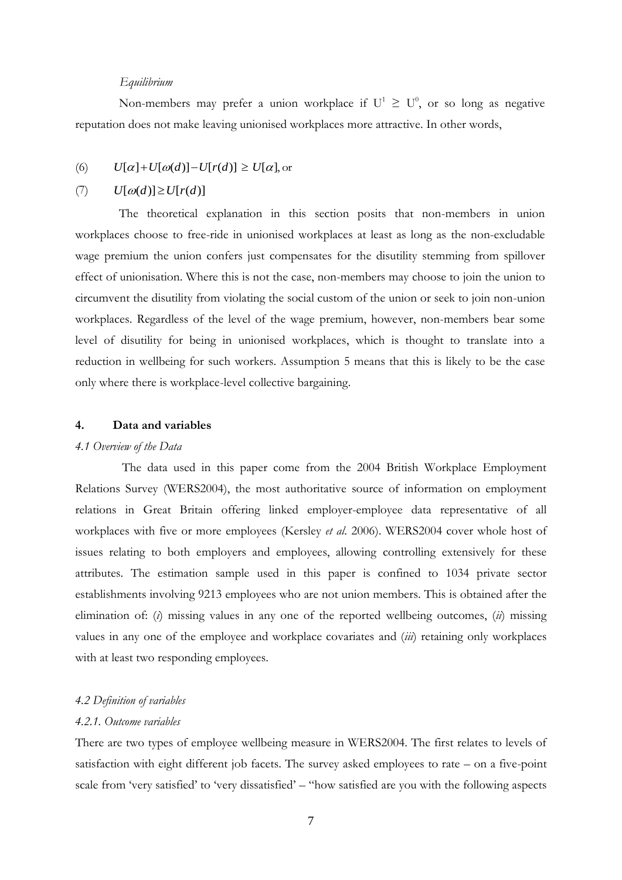*Equilibrium*

Non-members may prefer a union workplace if $U^1 \geq U^0$, or so long as negative reputation does not make leaving unionised workplaces more attractive. In other words,

(6) $U[\alpha]+U[\omega(d)]-U[r(d)] \geq U[\alpha]$, or

(7) $U[\omega(d)] \geq U[r(d)]$

The theoretical explanation in this section posits that non-members in union workplaces choose to free-ride in unionised workplaces at least as long as the non-excludable wage premium the union confers just compensates for the disutility stemming from spillover effect of unionisation. Where this is not the case, non-members may choose to join the union to circumvent the disutility from violating the social custom of the union or seek to join non-union workplaces. Regardless of the level of the wage premium, however, non-members bear some level of disutility for being in unionised workplaces, which is thought to translate into a reduction in wellbeing for such workers. Assumption 5 means that this is likely to be the case only where there is workplace-level collective bargaining.

## 4. Data and variables

### *4.1 Overview of the Data*

The data used in this paper come from the 2004 British Workplace Employment Relations Survey (WERS2004), the most authoritative source of information on employment relations in Great Britain offering linked employer-employee data representative of all workplaces with five or more employees (Kersley *et al*. 2006). WERS2004 cover whole host of issues relating to both employers and employees, allowing controlling extensively for these attributes. The estimation sample used in this paper is confined to 1034 private sector establishments involving 9213 employees who are not union members. This is obtained after the elimination of: (*i*) missing values in any one of the reported wellbeing outcomes, (*ii*) missing values in any one of the employee and workplace covariates and (*iii*) retaining only workplaces with at least two responding employees.

### *4.2 Definition of variables*

#### *4.2.1. Outcome variables*

There are two types of employee wellbeing measure in WERS2004. The first relates to levels of satisfaction with eight different job facets. The survey asked employees to rate – on a five-point scale from 'very satisfied' to 'very dissatisfied' – "how satisfied are you with the following aspects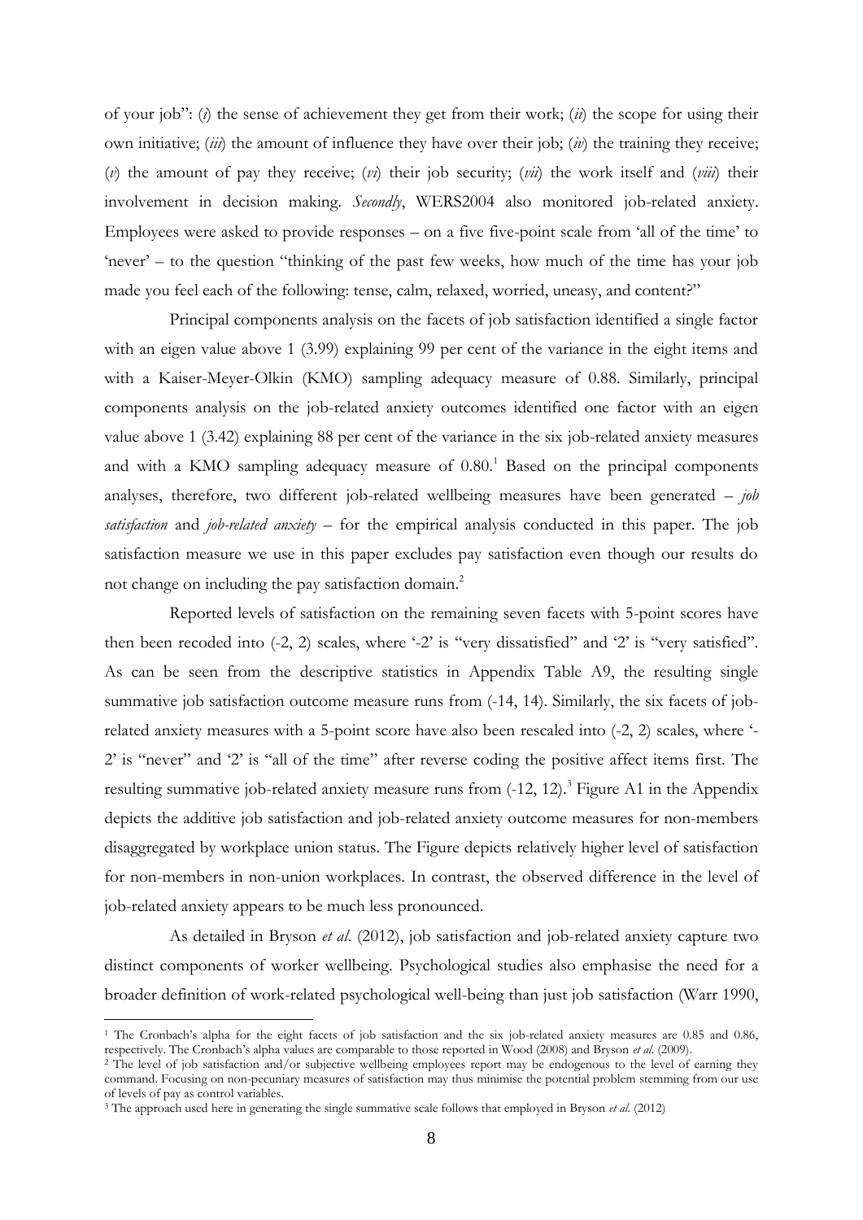of your job": (*i*) the sense of achievement they get from their work; (*ii*) the scope for using their own initiative; (*iii*) the amount of influence they have over their job; (*iv*) the training they receive; (*v*) the amount of pay they receive; (*vi*) their job security; (*vii*) the work itself and (*viii*) their involvement in decision making. *Secondly*, WERS2004 also monitored job-related anxiety. Employees were asked to provide responses – on a five five-point scale from 'all of the time' to 'never' – to the question "thinking of the past few weeks, how much of the time has your job made you feel each of the following: tense, calm, relaxed, worried, uneasy, and content?"

Principal components analysis on the facets of job satisfaction identified a single factor with an eigen value above 1 (3.99) explaining 99 per cent of the variance in the eight items and with a Kaiser-Meyer-Olkin (KMO) sampling adequacy measure of 0.88. Similarly, principal components analysis on the job-related anxiety outcomes identified one factor with an eigen value above 1 (3.42) explaining 88 per cent of the variance in the six job-related anxiety measures and with a KMO sampling adequacy measure of 0.80.[1] Based on the principal components analyses, therefore, two different job-related wellbeing measures have been generated – *job satisfaction* and *job-related anxiety* – for the empirical analysis conducted in this paper. The job satisfaction measure we use in this paper excludes pay satisfaction even though our results do not change on including the pay satisfaction domain.[2]

Reported levels of satisfaction on the remaining seven facets with 5-point scores have then been recoded into (-2, 2) scales, where '-2' is "very dissatisfied" and '2' is "very satisfied". As can be seen from the descriptive statistics in Appendix Table A9, the resulting single summative job satisfaction outcome measure runs from (-14, 14). Similarly, the six facets of job-related anxiety measures with a 5-point score have also been rescaled into (-2, 2) scales, where '-2' is "never" and '2' is "all of the time" after reverse coding the positive affect items first. The resulting summative job-related anxiety measure runs from (-12, 12).[3] Figure A1 in the Appendix depicts the additive job satisfaction and job-related anxiety outcome measures for non-members disaggregated by workplace union status. The Figure depicts relatively higher level of satisfaction for non-members in non-union workplaces. In contrast, the observed difference in the level of job-related anxiety appears to be much less pronounced.

As detailed in Bryson *et al.* (2012), job satisfaction and job-related anxiety capture two distinct components of worker wellbeing. Psychological studies also emphasise the need for a broader definition of work-related psychological well-being than just job satisfaction (Warr 1990,

---

[1] The Cronbach's alpha for the eight facets of job satisfaction and the six job-related anxiety measures are 0.85 and 0.86, respectively. The Cronbach's alpha values are comparable to those reported in Wood (2008) and Bryson *et al.* (2009).

[2] The level of job satisfaction and/or subjective wellbeing employees report may be endogenous to the level of earning they command. Focusing on non-pecuniary measures of satisfaction may thus minimise the potential problem stemming from our use of levels of pay as control variables.

[3] The approach used here in generating the single summative scale follows that employed in Bryson *et al.* (2012)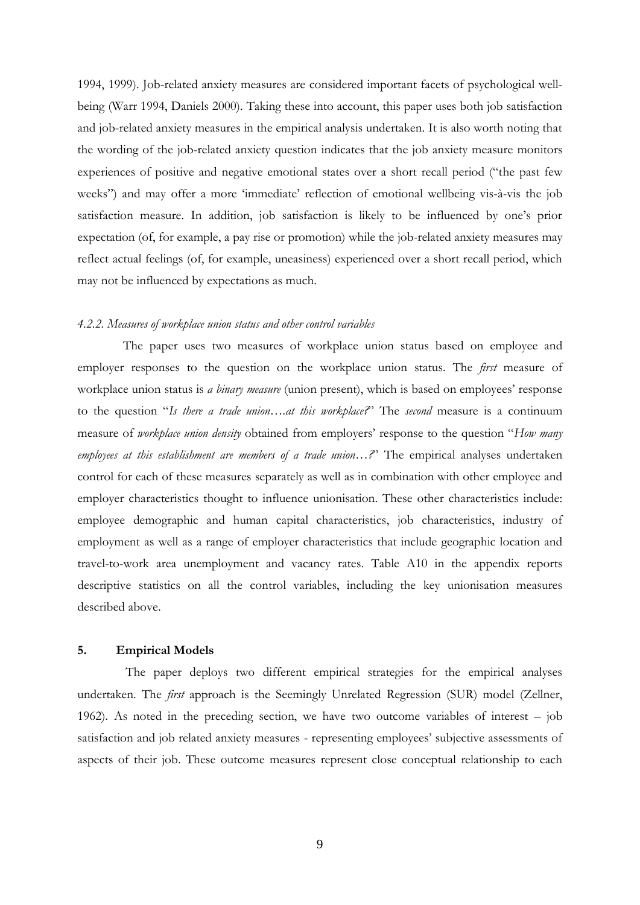1994, 1999). Job-related anxiety measures are considered important facets of psychological well-being (Warr 1994, Daniels 2000). Taking these into account, this paper uses both job satisfaction and job-related anxiety measures in the empirical analysis undertaken. It is also worth noting that the wording of the job-related anxiety question indicates that the job anxiety measure monitors experiences of positive and negative emotional states over a short recall period ("the past few weeks") and may offer a more 'immediate' reflection of emotional wellbeing vis-à-vis the job satisfaction measure. In addition, job satisfaction is likely to be influenced by one's prior expectation (of, for example, a pay rise or promotion) while the job-related anxiety measures may reflect actual feelings (of, for example, uneasiness) experienced over a short recall period, which may not be influenced by expectations as much.

#### *4.2.2. Measures of workplace union status and other control variables*

The paper uses two measures of workplace union status based on employee and employer responses to the question on the workplace union status. The *first* measure of workplace union status is *a binary measure* (union present), which is based on employees' response to the question "*Is there a trade union….at this workplace?*" The *second* measure is a continuum measure of *workplace union density* obtained from employers' response to the question "*How many employees at this establishment are members of a trade union…?*" The empirical analyses undertaken control for each of these measures separately as well as in combination with other employee and employer characteristics thought to influence unionisation. These other characteristics include: employee demographic and human capital characteristics, job characteristics, industry of employment as well as a range of employer characteristics that include geographic location and travel-to-work area unemployment and vacancy rates. Table A10 in the appendix reports descriptive statistics on all the control variables, including the key unionisation measures described above.

## 5. Empirical Models

The paper deploys two different empirical strategies for the empirical analyses undertaken. The *first* approach is the Seemingly Unrelated Regression (SUR) model (Zellner, 1962). As noted in the preceding section, we have two outcome variables of interest – job satisfaction and job related anxiety measures - representing employees' subjective assessments of aspects of their job. These outcome measures represent close conceptual relationship to each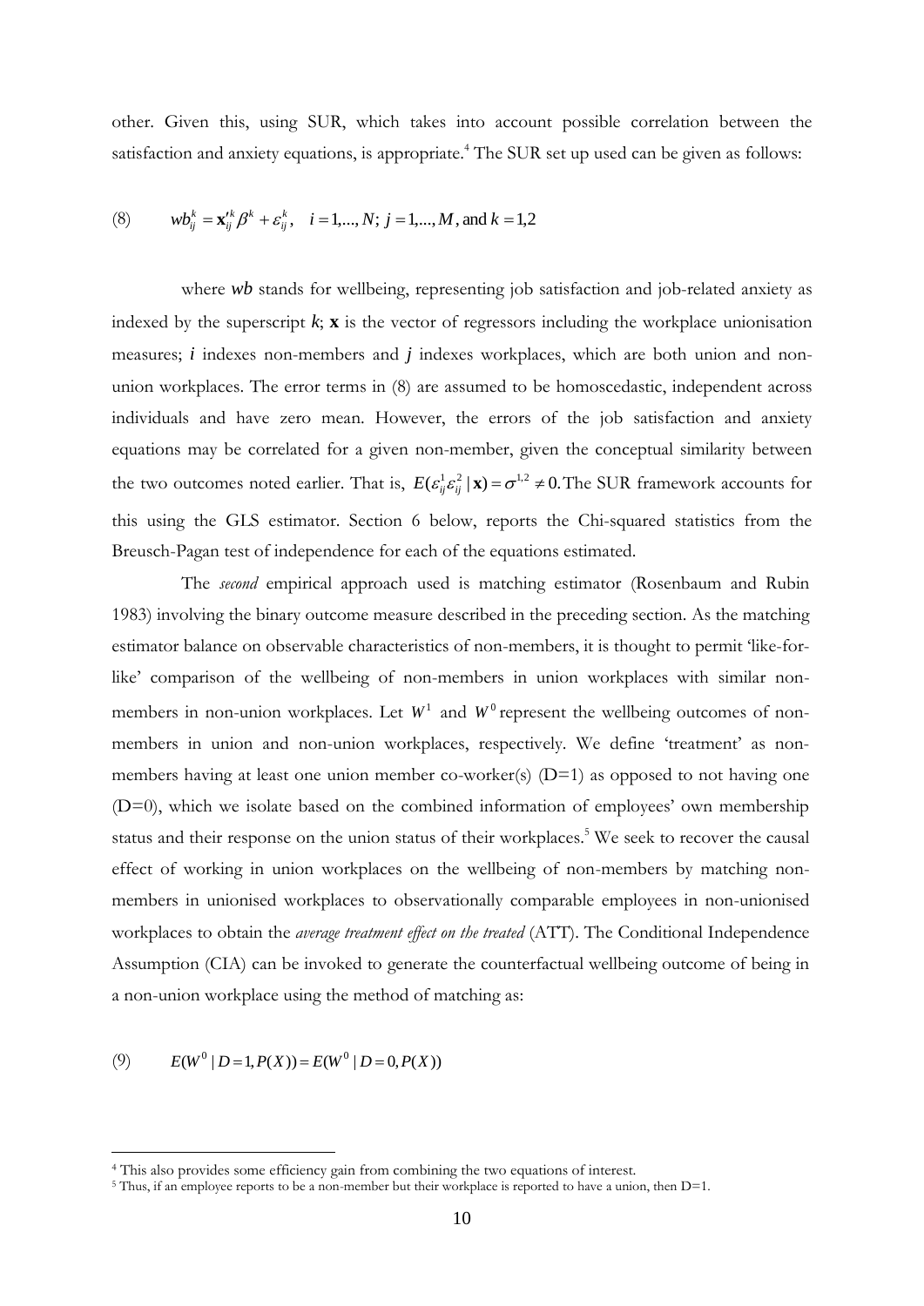other. Given this, using SUR, which takes into account possible correlation between the satisfaction and anxiety equations, is appropriate.[4] The SUR set up used can be given as follows:

$$(8) \qquad wb_{ij}^{k} = \mathbf{x}_{ij}'^{k}\beta^{k} + \varepsilon_{ij}^{k}, \quad i = 1,...,N;\ j = 1,...,M, \text{ and } k = 1,2$$

where $wb$ stands for wellbeing, representing job satisfaction and job-related anxiety as indexed by the superscript $k$; $\mathbf{x}$ is the vector of regressors including the workplace unionisation measures; $i$ indexes non-members and $j$ indexes workplaces, which are both union and non-union workplaces. The error terms in (8) are assumed to be homoscedastic, independent across individuals and have zero mean. However, the errors of the job satisfaction and anxiety equations may be correlated for a given non-member, given the conceptual similarity between the two outcomes noted earlier. That is, $E(\varepsilon_{ij}^{1}\varepsilon_{ij}^{2} \mid \mathbf{x}) = \sigma^{1,2} \neq 0.$ The SUR framework accounts for this using the GLS estimator. Section 6 below, reports the Chi-squared statistics from the Breusch-Pagan test of independence for each of the equations estimated.

The *second* empirical approach used is matching estimator (Rosenbaum and Rubin 1983) involving the binary outcome measure described in the preceding section. As the matching estimator balance on observable characteristics of non-members, it is thought to permit 'like-for-like' comparison of the wellbeing of non-members in union workplaces with similar non-members in non-union workplaces. Let $W^{1}$ and $W^{0}$ represent the wellbeing outcomes of non-members in union and non-union workplaces, respectively. We define 'treatment' as non-members having at least one union member co-worker(s) (D=1) as opposed to not having one (D=0), which we isolate based on the combined information of employees' own membership status and their response on the union status of their workplaces.[5] We seek to recover the causal effect of working in union workplaces on the wellbeing of non-members by matching non-members in unionised workplaces to observationally comparable employees in non-unionised workplaces to obtain the *average treatment effect on the treated* (ATT). The Conditional Independence Assumption (CIA) can be invoked to generate the counterfactual wellbeing outcome of being in a non-union workplace using the method of matching as:

$$(9) \qquad E(W^{0} \mid D = 1, P(X)) = E(W^{0} \mid D = 0, P(X))$$

[4] This also provides some efficiency gain from combining the two equations of interest.

[5] Thus, if an employee reports to be a non-member but their workplace is reported to have a union, then D=1.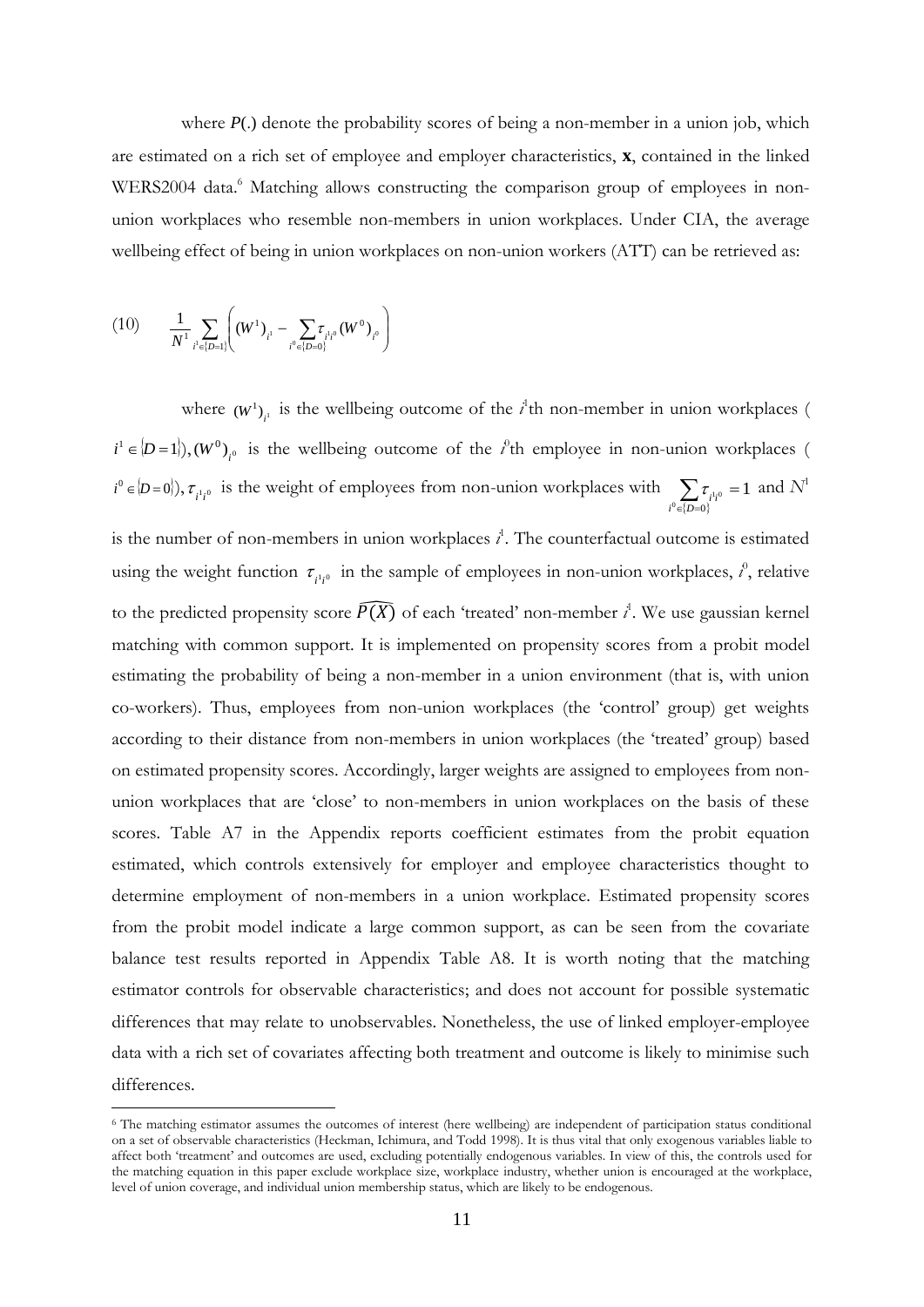where $P(.)$ denote the probability scores of being a non-member in a union job, which are estimated on a rich set of employee and employer characteristics, **x**, contained in the linked WERS2004 data.[6] Matching allows constructing the comparison group of employees in non-union workplaces who resemble non-members in union workplaces. Under CIA, the average wellbeing effect of being in union workplaces on non-union workers (ATT) can be retrieved as:

$$(10) \qquad \frac{1}{N^1} \sum_{i^1 \in \{D=1\}} \left( (W^1)_{i^1} - \sum_{i^0 \in \{D=0\}} \tau_{i^1 i^0} (W^0)_{i^0} \right)$$

where $(W^1)_{i^1}$ is the wellbeing outcome of the $i^1$th non-member in union workplaces ($i^1 \in \{D=1\}$), $(W^0)_{i^0}$ is the wellbeing outcome of the $i^0$th employee in non-union workplaces ($i^0 \in \{D=0\}$), $\tau_{i^1 i^0}$ is the weight of employees from non-union workplaces with $\sum_{i^0 \in \{D=0\}} \tau_{i^1 i^0} = 1$ and $N^1$ is the number of non-members in union workplaces $i^1$. The counterfactual outcome is estimated using the weight function $\tau_{i^1 i^0}$ in the sample of employees in non-union workplaces, $i^0$, relative to the predicted propensity score $\widehat{P(X)}$ of each 'treated' non-member $i^1$. We use gaussian kernel matching with common support. It is implemented on propensity scores from a probit model estimating the probability of being a non-member in a union environment (that is, with union co-workers). Thus, employees from non-union workplaces (the 'control' group) get weights according to their distance from non-members in union workplaces (the 'treated' group) based on estimated propensity scores. Accordingly, larger weights are assigned to employees from non-union workplaces that are 'close' to non-members in union workplaces on the basis of these scores. Table A7 in the Appendix reports coefficient estimates from the probit equation estimated, which controls extensively for employer and employee characteristics thought to determine employment of non-members in a union workplace. Estimated propensity scores from the probit model indicate a large common support, as can be seen from the covariate balance test results reported in Appendix Table A8. It is worth noting that the matching estimator controls for observable characteristics; and does not account for possible systematic differences that may relate to unobservables. Nonetheless, the use of linked employer-employee data with a rich set of covariates affecting both treatment and outcome is likely to minimise such differences.

[6] The matching estimator assumes the outcomes of interest (here wellbeing) are independent of participation status conditional on a set of observable characteristics (Heckman, Ichimura, and Todd 1998). It is thus vital that only exogenous variables liable to affect both 'treatment' and outcomes are used, excluding potentially endogenous variables. In view of this, the controls used for the matching equation in this paper exclude workplace size, workplace industry, whether union is encouraged at the workplace, level of union coverage, and individual union membership status, which are likely to be endogenous.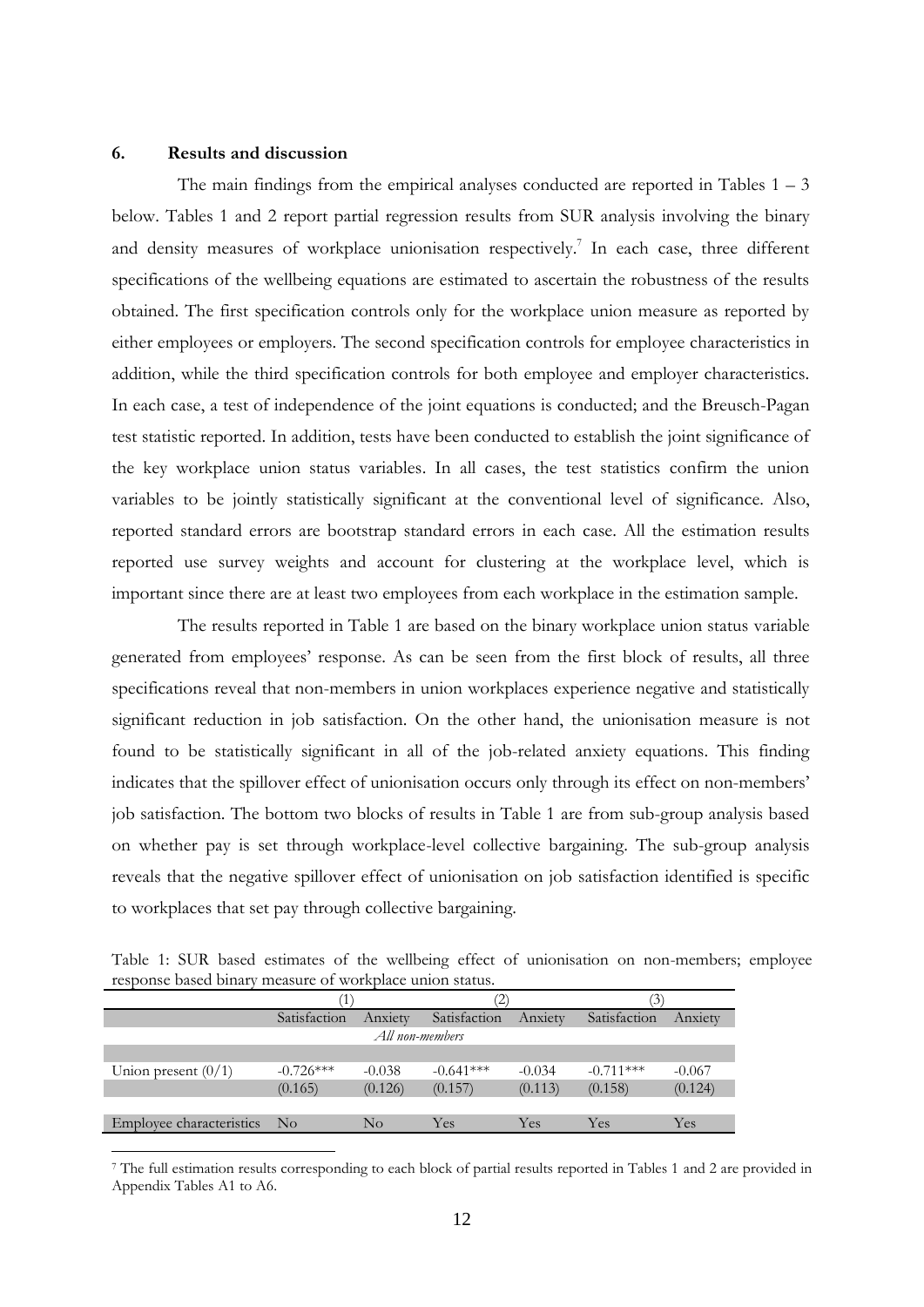### 6. Results and discussion

The main findings from the empirical analyses conducted are reported in Tables 1 – 3 below. Tables 1 and 2 report partial regression results from SUR analysis involving the binary and density measures of workplace unionisation respectively.[7] In each case, three different specifications of the wellbeing equations are estimated to ascertain the robustness of the results obtained. The first specification controls only for the workplace union measure as reported by either employees or employers. The second specification controls for employee characteristics in addition, while the third specification controls for both employee and employer characteristics. In each case, a test of independence of the joint equations is conducted; and the Breusch-Pagan test statistic reported. In addition, tests have been conducted to establish the joint significance of the key workplace union status variables. In all cases, the test statistics confirm the union variables to be jointly statistically significant at the conventional level of significance. Also, reported standard errors are bootstrap standard errors in each case. All the estimation results reported use survey weights and account for clustering at the workplace level, which is important since there are at least two employees from each workplace in the estimation sample.

The results reported in Table 1 are based on the binary workplace union status variable generated from employees' response. As can be seen from the first block of results, all three specifications reveal that non-members in union workplaces experience negative and statistically significant reduction in job satisfaction. On the other hand, the unionisation measure is not found to be statistically significant in all of the job-related anxiety equations. This finding indicates that the spillover effect of unionisation occurs only through its effect on non-members' job satisfaction. The bottom two blocks of results in Table 1 are from sub-group analysis based on whether pay is set through workplace-level collective bargaining. The sub-group analysis reveals that the negative spillover effect of unionisation on job satisfaction identified is specific to workplaces that set pay through collective bargaining.

Table 1: SUR based estimates of the wellbeing effect of unionisation on non-members; employee response based binary measure of workplace union status.

| | (1) | | (2) | | (3) | |
|---|---|---|---|---|---|---|
| | Satisfaction | Anxiety | Satisfaction | Anxiety | Satisfaction | Anxiety |
| | | | *All non-members* | | | |
| Union present (0/1) | -0.726*** | -0.038 | -0.641*** | -0.034 | -0.711*** | -0.067 |
| | (0.165) | (0.126) | (0.157) | (0.113) | (0.158) | (0.124) |
| Employee characteristics | No | No | Yes | Yes | Yes | Yes |

[7] The full estimation results corresponding to each block of partial results reported in Tables 1 and 2 are provided in Appendix Tables A1 to A6.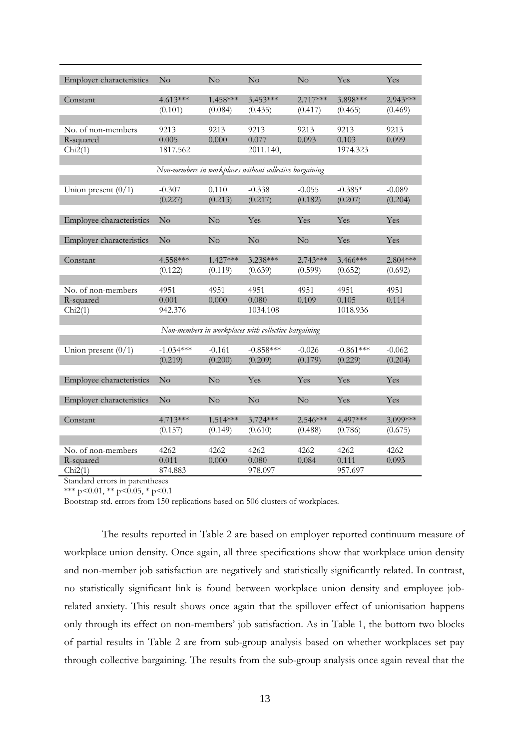| | | | | | | |
|---|---|---|---|---|---|---|
| Employer characteristics | No | No | No | No | Yes | Yes |
| Constant | 4.613*** | 1.458*** | 3.453*** | 2.717*** | 3.898*** | 2.943*** |
| | (0.101) | (0.084) | (0.435) | (0.417) | (0.465) | (0.469) |
| No. of non-members | 9213 | 9213 | 9213 | 9213 | 9213 | 9213 |
| R-squared | 0.005 | 0.000 | 0.077 | 0.093 | 0.103 | 0.099 |
| Chi2(1) | 1817.562 | | 2011.140, | | 1974.323 | |
| *Non-members in workplaces without collective bargaining* | | | | | | |
| Union present (0/1) | -0.307 | 0.110 | -0.338 | -0.055 | -0.385* | -0.089 |
| | (0.227) | (0.213) | (0.217) | (0.182) | (0.207) | (0.204) |
| Employee characteristics | No | No | Yes | Yes | Yes | Yes |
| Employer characteristics | No | No | No | No | Yes | Yes |
| Constant | 4.558*** | 1.427*** | 3.238*** | 2.743*** | 3.466*** | 2.804*** |
| | (0.122) | (0.119) | (0.639) | (0.599) | (0.652) | (0.692) |
| No. of non-members | 4951 | 4951 | 4951 | 4951 | 4951 | 4951 |
| R-squared | 0.001 | 0.000 | 0.080 | 0.109 | 0.105 | 0.114 |
| Chi2(1) | 942.376 | | 1034.108 | | 1018.936 | |
| *Non-members in workplaces with collective bargaining* | | | | | | |
| Union present (0/1) | -1.034*** | -0.161 | -0.858*** | -0.026 | -0.861*** | -0.062 |
| | (0.219) | (0.200) | (0.209) | (0.179) | (0.229) | (0.204) |
| Employee characteristics | No | No | Yes | Yes | Yes | Yes |
| Employer characteristics | No | No | No | No | Yes | Yes |
| Constant | 4.713*** | 1.514*** | 3.724*** | 2.546*** | 4.497*** | 3.099*** |
| | (0.157) | (0.149) | (0.610) | (0.488) | (0.786) | (0.675) |
| No. of non-members | 4262 | 4262 | 4262 | 4262 | 4262 | 4262 |
| R-squared | 0.011 | 0.000 | 0.080 | 0.084 | 0.111 | 0.093 |
| Chi2(1) | 874.883 | | 978.097 | | 957.697 | |

Standard errors in parentheses

*** p<0.01, ** p<0.05, * p<0.1

Bootstrap std. errors from 150 replications based on 506 clusters of workplaces.

The results reported in Table 2 are based on employer reported continuum measure of workplace union density. Once again, all three specifications show that workplace union density and non-member job satisfaction are negatively and statistically significantly related. In contrast, no statistically significant link is found between workplace union density and employee job-related anxiety. This result shows once again that the spillover effect of unionisation happens only through its effect on non-members' job satisfaction. As in Table 1, the bottom two blocks of partial results in Table 2 are from sub-group analysis based on whether workplaces set pay through collective bargaining. The results from the sub-group analysis once again reveal that the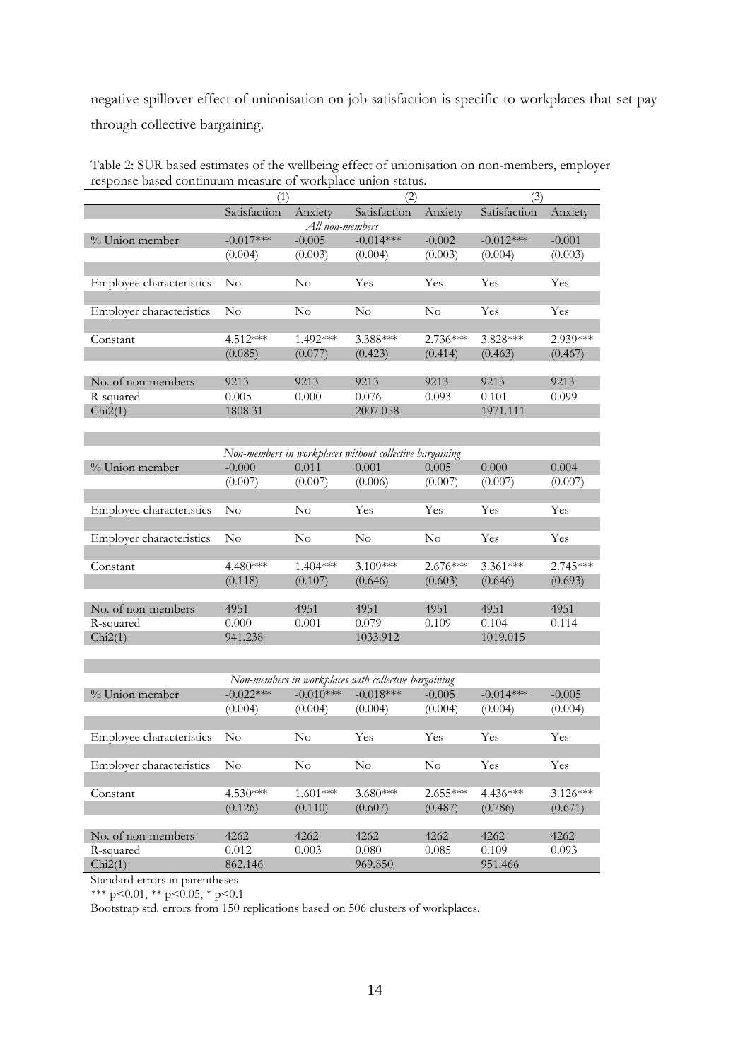negative spillover effect of unionisation on job satisfaction is specific to workplaces that set pay through collective bargaining.

Table 2: SUR based estimates of the wellbeing effect of unionisation on non-members, employer response based continuum measure of workplace union status.

| | (1) | | (2) | | (3) | |
|---|---|---|---|---|---|---|
| | Satisfaction | Anxiety | Satisfaction | Anxiety | Satisfaction | Anxiety |
| | | | *All non-members* | | | |
| % Union member | -0.017*** | -0.005 | -0.014*** | -0.002 | -0.012*** | -0.001 |
| | (0.004) | (0.003) | (0.004) | (0.003) | (0.004) | (0.003) |
| Employee characteristics | No | No | Yes | Yes | Yes | Yes |
| Employer characteristics | No | No | No | No | Yes | Yes |
| Constant | 4.512*** | 1.492*** | 3.388*** | 2.736*** | 3.828*** | 2.939*** |
| | (0.085) | (0.077) | (0.423) | (0.414) | (0.463) | (0.467) |
| No. of non-members | 9213 | 9213 | 9213 | 9213 | 9213 | 9213 |
| R-squared | 0.005 | 0.000 | 0.076 | 0.093 | 0.101 | 0.099 |
| Chi2(1) | 1808.31 | | 2007.058 | | 1971.111 | |
| | | | *Non-members in workplaces without collective bargaining* | | | |
| % Union member | -0.000 | 0.011 | 0.001 | 0.005 | 0.000 | 0.004 |
| | (0.007) | (0.007) | (0.006) | (0.007) | (0.007) | (0.007) |
| Employee characteristics | No | No | Yes | Yes | Yes | Yes |
| Employer characteristics | No | No | No | No | Yes | Yes |
| Constant | 4.480*** | 1.404*** | 3.109*** | 2.676*** | 3.361*** | 2.745*** |
| | (0.118) | (0.107) | (0.646) | (0.603) | (0.646) | (0.693) |
| No. of non-members | 4951 | 4951 | 4951 | 4951 | 4951 | 4951 |
| R-squared | 0.000 | 0.001 | 0.079 | 0.109 | 0.104 | 0.114 |
| Chi2(1) | 941.238 | | 1033.912 | | 1019.015 | |
| | | | *Non-members in workplaces with collective bargaining* | | | |
| % Union member | -0.022*** | -0.010*** | -0.018*** | -0.005 | -0.014*** | -0.005 |
| | (0.004) | (0.004) | (0.004) | (0.004) | (0.004) | (0.004) |
| Employee characteristics | No | No | Yes | Yes | Yes | Yes |
| Employer characteristics | No | No | No | No | Yes | Yes |
| Constant | 4.530*** | 1.601*** | 3.680*** | 2.655*** | 4.436*** | 3.126*** |
| | (0.126) | (0.110) | (0.607) | (0.487) | (0.786) | (0.671) |
| No. of non-members | 4262 | 4262 | 4262 | 4262 | 4262 | 4262 |
| R-squared | 0.012 | 0.003 | 0.080 | 0.085 | 0.109 | 0.093 |
| Chi2(1) | 862.146 | | 969.850 | | 951.466 | |

Standard errors in parentheses

*** p<0.01, ** p<0.05, * p<0.1

Bootstrap std. errors from 150 replications based on 506 clusters of workplaces.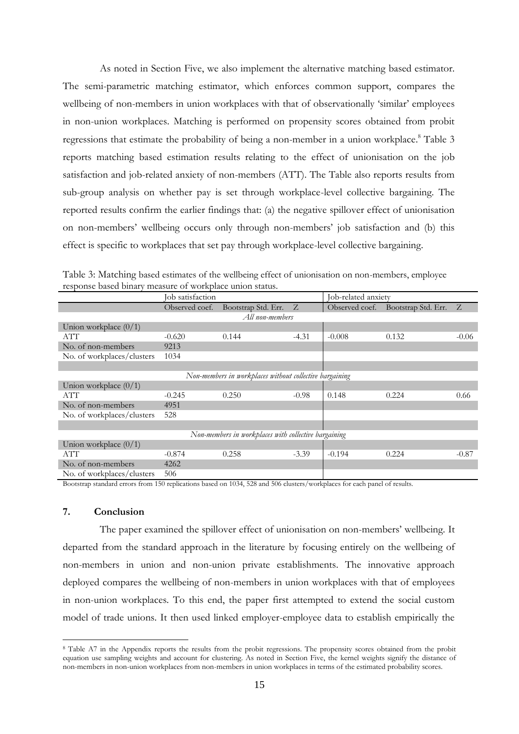As noted in Section Five, we also implement the alternative matching based estimator. The semi-parametric matching estimator, which enforces common support, compares the wellbeing of non-members in union workplaces with that of observationally 'similar' employees in non-union workplaces. Matching is performed on propensity scores obtained from probit regressions that estimate the probability of being a non-member in a union workplace.[8] Table 3 reports matching based estimation results relating to the effect of unionisation on the job satisfaction and job-related anxiety of non-members (ATT). The Table also reports results from sub-group analysis on whether pay is set through workplace-level collective bargaining. The reported results confirm the earlier findings that: (a) the negative spillover effect of unionisation on non-members' wellbeing occurs only through non-members' job satisfaction and (b) this effect is specific to workplaces that set pay through workplace-level collective bargaining.

Table 3: Matching based estimates of the wellbeing effect of unionisation on non-members, employee response based binary measure of workplace union status.

| | Job satisfaction | | | Job-related anxiety | | |
|---|---|---|---|---|---|---|
| | Observed coef. | Bootstrap Std. Err. | Z | Observed coef. | Bootstrap Std. Err. | Z |
| *All non-members* | | | | | | |
| Union workplace (0/1) | | | | | | |
| ATT | -0.620 | 0.144 | -4.31 | -0.008 | 0.132 | -0.06 |
| No. of non-members | 9213 | | | | | |
| No. of workplaces/clusters | 1034 | | | | | |
| *Non-members in workplaces without collective bargaining* | | | | | | |
| Union workplace (0/1) | | | | | | |
| ATT | -0.245 | 0.250 | -0.98 | 0.148 | 0.224 | 0.66 |
| No. of non-members | 4951 | | | | | |
| No. of workplaces/clusters | 528 | | | | | |
| *Non-members in workplaces with collective bargaining* | | | | | | |
| Union workplace (0/1) | | | | | | |
| ATT | -0.874 | 0.258 | -3.39 | -0.194 | 0.224 | -0.87 |
| No. of non-members | 4262 | | | | | |
| No. of workplaces/clusters | 506 | | | | | |

Bootstrap standard errors from 150 replications based on 1034, 528 and 506 clusters/workplaces for each panel of results.

## 7. Conclusion

The paper examined the spillover effect of unionisation on non-members' wellbeing. It departed from the standard approach in the literature by focusing entirely on the wellbeing of non-members in union and non-union private establishments. The innovative approach deployed compares the wellbeing of non-members in union workplaces with that of employees in non-union workplaces. To this end, the paper first attempted to extend the social custom model of trade unions. It then used linked employer-employee data to establish empirically the

[8] Table A7 in the Appendix reports the results from the probit regressions. The propensity scores obtained from the probit equation use sampling weights and account for clustering. As noted in Section Five, the kernel weights signify the distance of non-members in non-union workplaces from non-members in union workplaces in terms of the estimated probability scores.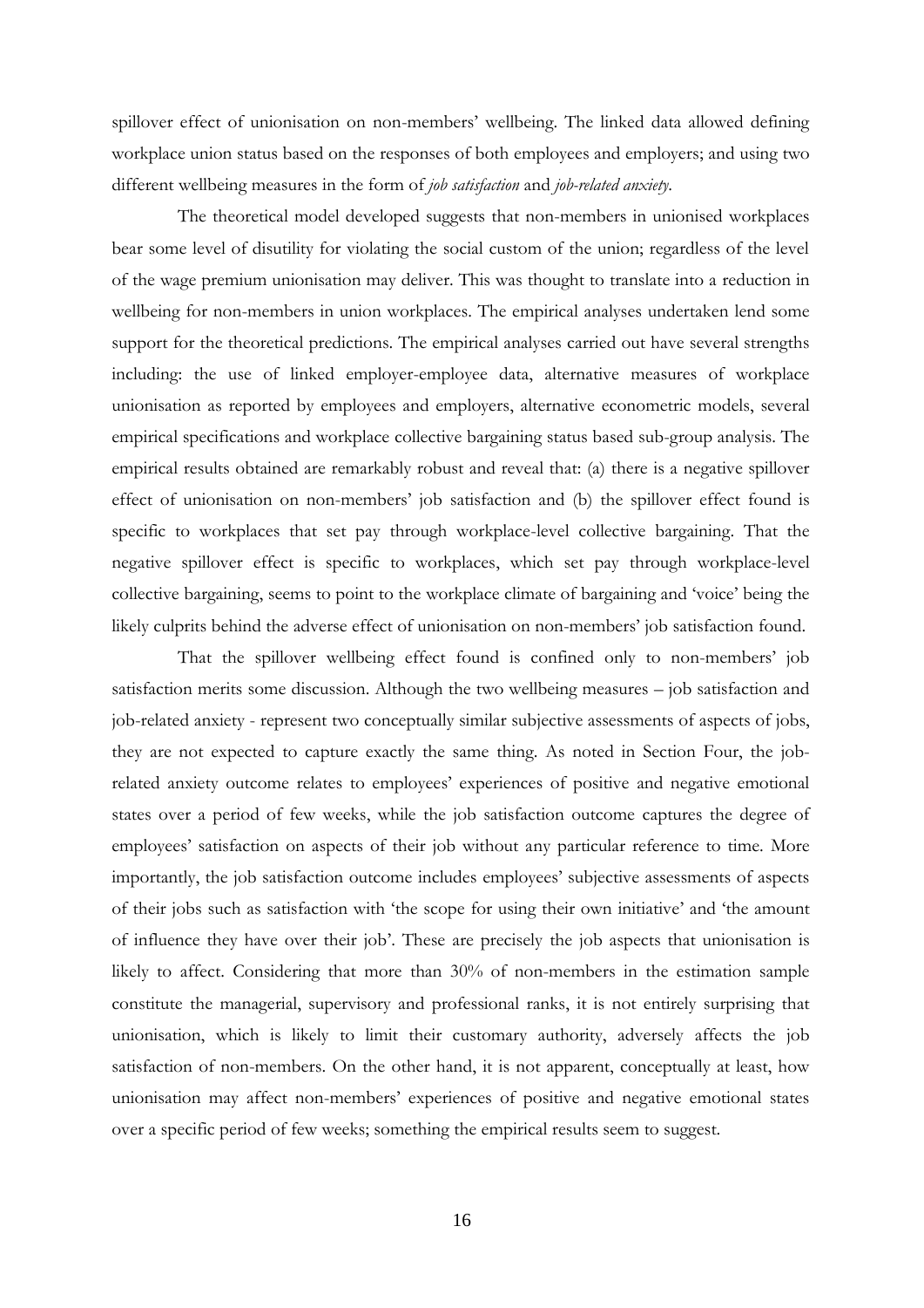spillover effect of unionisation on non-members' wellbeing. The linked data allowed defining workplace union status based on the responses of both employees and employers; and using two different wellbeing measures in the form of *job satisfaction* and *job-related anxiety*.

The theoretical model developed suggests that non-members in unionised workplaces bear some level of disutility for violating the social custom of the union; regardless of the level of the wage premium unionisation may deliver. This was thought to translate into a reduction in wellbeing for non-members in union workplaces. The empirical analyses undertaken lend some support for the theoretical predictions. The empirical analyses carried out have several strengths including: the use of linked employer-employee data, alternative measures of workplace unionisation as reported by employees and employers, alternative econometric models, several empirical specifications and workplace collective bargaining status based sub-group analysis. The empirical results obtained are remarkably robust and reveal that: (a) there is a negative spillover effect of unionisation on non-members' job satisfaction and (b) the spillover effect found is specific to workplaces that set pay through workplace-level collective bargaining. That the negative spillover effect is specific to workplaces, which set pay through workplace-level collective bargaining, seems to point to the workplace climate of bargaining and 'voice' being the likely culprits behind the adverse effect of unionisation on non-members' job satisfaction found.

That the spillover wellbeing effect found is confined only to non-members' job satisfaction merits some discussion. Although the two wellbeing measures – job satisfaction and job-related anxiety - represent two conceptually similar subjective assessments of aspects of jobs, they are not expected to capture exactly the same thing. As noted in Section Four, the job-related anxiety outcome relates to employees' experiences of positive and negative emotional states over a period of few weeks, while the job satisfaction outcome captures the degree of employees' satisfaction on aspects of their job without any particular reference to time. More importantly, the job satisfaction outcome includes employees' subjective assessments of aspects of their jobs such as satisfaction with 'the scope for using their own initiative' and 'the amount of influence they have over their job'. These are precisely the job aspects that unionisation is likely to affect. Considering that more than 30% of non-members in the estimation sample constitute the managerial, supervisory and professional ranks, it is not entirely surprising that unionisation, which is likely to limit their customary authority, adversely affects the job satisfaction of non-members. On the other hand, it is not apparent, conceptually at least, how unionisation may affect non-members' experiences of positive and negative emotional states over a specific period of few weeks; something the empirical results seem to suggest.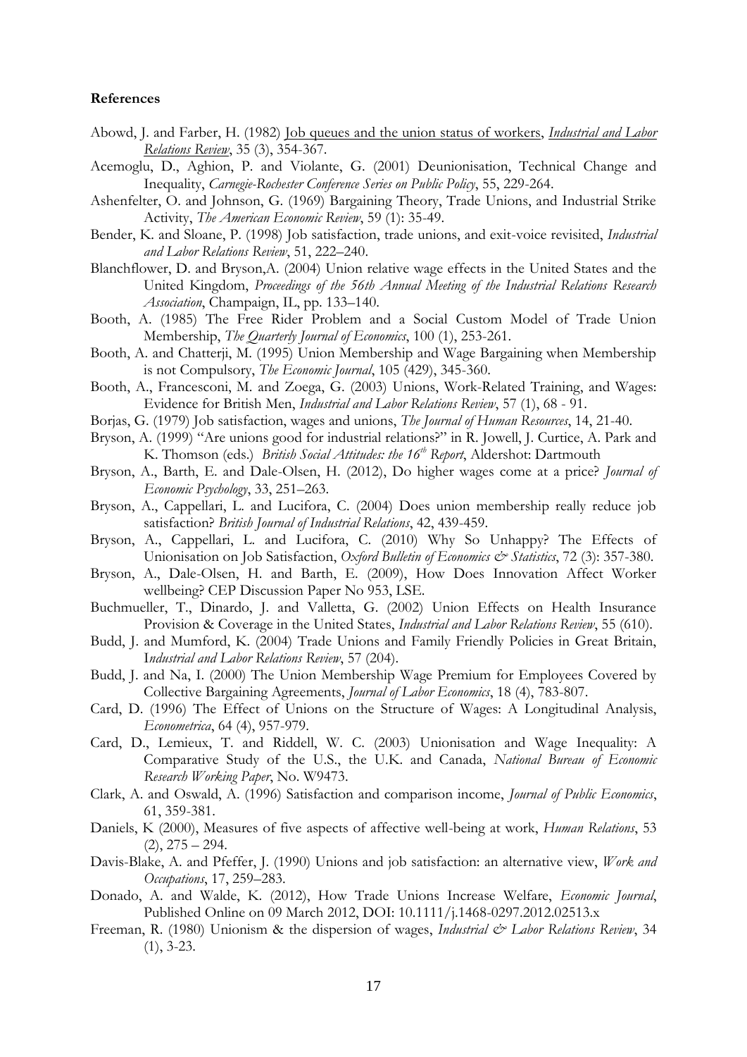**References**

Abowd, J. and Farber, H. (1982) Job queues and the union status of workers, *Industrial and Labor Relations Review*, 35 (3), 354-367.

Acemoglu, D., Aghion, P. and Violante, G. (2001) Deunionisation, Technical Change and Inequality, *Carnegie-Rochester Conference Series on Public Policy*, 55, 229-264.

Ashenfelter, O. and Johnson, G. (1969) Bargaining Theory, Trade Unions, and Industrial Strike Activity, *The American Economic Review*, 59 (1): 35-49.

Bender, K. and Sloane, P. (1998) Job satisfaction, trade unions, and exit-voice revisited, *Industrial and Labor Relations Review*, 51, 222–240.

Blanchflower, D. and Bryson,A. (2004) Union relative wage effects in the United States and the United Kingdom, *Proceedings of the 56th Annual Meeting of the Industrial Relations Research Association*, Champaign, IL, pp. 133–140.

Booth, A. (1985) The Free Rider Problem and a Social Custom Model of Trade Union Membership, *The Quarterly Journal of Economics*, 100 (1), 253-261.

Booth, A. and Chatterji, M. (1995) Union Membership and Wage Bargaining when Membership is not Compulsory, *The Economic Journal*, 105 (429), 345-360.

Booth, A., Francesconi, M. and Zoega, G. (2003) Unions, Work-Related Training, and Wages: Evidence for British Men, *Industrial and Labor Relations Review*, 57 (1), 68 - 91.

Borjas, G. (1979) Job satisfaction, wages and unions, *The Journal of Human Resources*, 14, 21-40.

Bryson, A. (1999) "Are unions good for industrial relations?" in R. Jowell, J. Curtice, A. Park and K. Thomson (eds.) *British Social Attitudes: the 16th Report*, Aldershot: Dartmouth

Bryson, A., Barth, E. and Dale-Olsen, H. (2012), Do higher wages come at a price? *Journal of Economic Psychology*, 33, 251–263.

Bryson, A., Cappellari, L. and Lucifora, C. (2004) Does union membership really reduce job satisfaction? *British Journal of Industrial Relations*, 42, 439-459.

Bryson, A., Cappellari, L. and Lucifora, C. (2010) Why So Unhappy? The Effects of Unionisation on Job Satisfaction, *Oxford Bulletin of Economics & Statistics*, 72 (3): 357-380.

Bryson, A., Dale-Olsen, H. and Barth, E. (2009), How Does Innovation Affect Worker wellbeing? CEP Discussion Paper No 953, LSE.

Buchmueller, T., Dinardo, J. and Valletta, G. (2002) Union Effects on Health Insurance Provision & Coverage in the United States, *Industrial and Labor Relations Review*, 55 (610).

Budd, J. and Mumford, K. (2004) Trade Unions and Family Friendly Policies in Great Britain, *Industrial and Labor Relations Review*, 57 (204).

Budd, J. and Na, I. (2000) The Union Membership Wage Premium for Employees Covered by Collective Bargaining Agreements, *Journal of Labor Economics*, 18 (4), 783-807.

Card, D. (1996) The Effect of Unions on the Structure of Wages: A Longitudinal Analysis, *Econometrica*, 64 (4), 957-979.

Card, D., Lemieux, T. and Riddell, W. C. (2003) Unionisation and Wage Inequality: A Comparative Study of the U.S., the U.K. and Canada, *National Bureau of Economic Research Working Paper*, No. W9473.

Clark, A. and Oswald, A. (1996) Satisfaction and comparison income, *Journal of Public Economics*, 61, 359-381.

Daniels, K (2000), Measures of five aspects of affective well-being at work, *Human Relations*, 53 (2), 275 – 294.

Davis-Blake, A. and Pfeffer, J. (1990) Unions and job satisfaction: an alternative view, *Work and Occupations*, 17, 259–283.

Donado, A. and Walde, K. (2012), How Trade Unions Increase Welfare, *Economic Journal*, Published Online on 09 March 2012, DOI: 10.1111/j.1468-0297.2012.02513.x

Freeman, R. (1980) Unionism & the dispersion of wages, *Industrial & Labor Relations Review*, 34 (1), 3-23.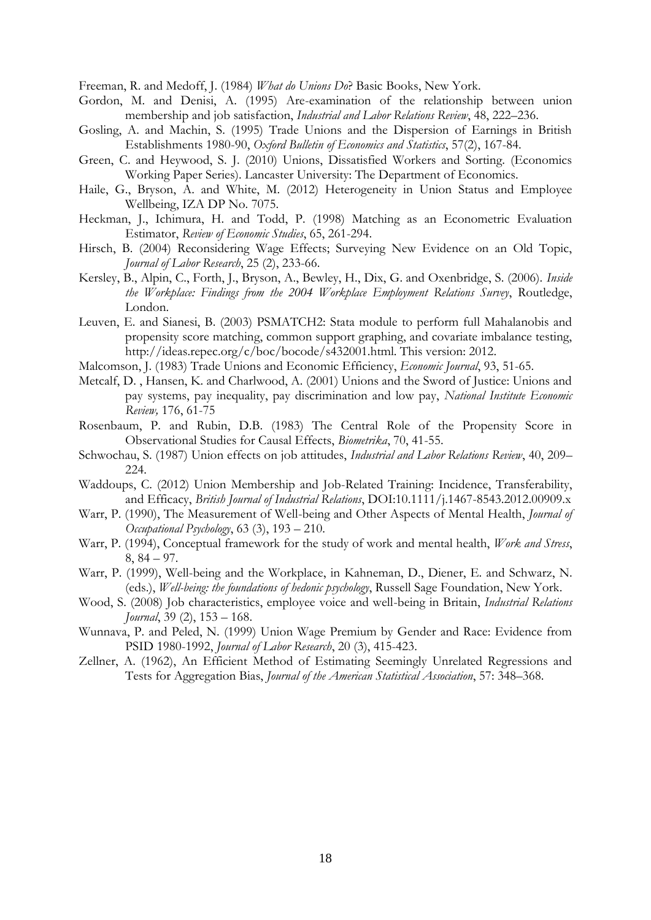Freeman, R. and Medoff, J. (1984) *What do Unions Do*? Basic Books, New York.

Gordon, M. and Denisi, A. (1995) Are-examination of the relationship between union membership and job satisfaction, *Industrial and Labor Relations Review*, 48, 222–236.

Gosling, A. and Machin, S. (1995) Trade Unions and the Dispersion of Earnings in British Establishments 1980-90, *Oxford Bulletin of Economics and Statistics*, 57(2), 167-84.

Green, C. and Heywood, S. J. (2010) Unions, Dissatisfied Workers and Sorting. (Economics Working Paper Series). Lancaster University: The Department of Economics.

Haile, G., Bryson, A. and White, M. (2012) Heterogeneity in Union Status and Employee Wellbeing, IZA DP No. 7075.

Heckman, J., Ichimura, H. and Todd, P. (1998) Matching as an Econometric Evaluation Estimator, *Review of Economic Studies*, 65, 261-294.

Hirsch, B. (2004) Reconsidering Wage Effects; Surveying New Evidence on an Old Topic, *Journal of Labor Research*, 25 (2), 233-66.

Kersley, B., Alpin, C., Forth, J., Bryson, A., Bewley, H., Dix, G. and Oxenbridge, S. (2006). *Inside the Workplace: Findings from the 2004 Workplace Employment Relations Survey*, Routledge, London.

Leuven, E. and Sianesi, B. (2003) PSMATCH2: Stata module to perform full Mahalanobis and propensity score matching, common support graphing, and covariate imbalance testing, http://ideas.repec.org/c/boc/bocode/s432001.html. This version: 2012.

Malcomson, J. (1983) Trade Unions and Economic Efficiency, *Economic Journal*, 93, 51-65.

Metcalf, D. , Hansen, K. and Charlwood, A. (2001) Unions and the Sword of Justice: Unions and pay systems, pay inequality, pay discrimination and low pay, *National Institute Economic Review,* 176, 61-75

Rosenbaum, P. and Rubin, D.B. (1983) The Central Role of the Propensity Score in Observational Studies for Causal Effects, *Biometrika*, 70, 41-55.

Schwochau, S. (1987) Union effects on job attitudes, *Industrial and Labor Relations Review*, 40, 209–224.

Waddoups, C. (2012) Union Membership and Job-Related Training: Incidence, Transferability, and Efficacy, *British Journal of Industrial Relations*, DOI:10.1111/j.1467-8543.2012.00909.x

Warr, P. (1990), The Measurement of Well-being and Other Aspects of Mental Health, *Journal of Occupational Psychology*, 63 (3), 193 – 210.

Warr, P. (1994), Conceptual framework for the study of work and mental health, *Work and Stress*, 8, 84 – 97.

Warr, P. (1999), Well-being and the Workplace, in Kahneman, D., Diener, E. and Schwarz, N. (eds.), *Well-being: the foundations of hedonic psychology*, Russell Sage Foundation, New York.

Wood, S. (2008) Job characteristics, employee voice and well-being in Britain, *Industrial Relations Journal*, 39 (2), 153 – 168.

Wunnava, P. and Peled, N. (1999) Union Wage Premium by Gender and Race: Evidence from PSID 1980-1992, *Journal of Labor Research*, 20 (3), 415-423.

Zellner, A. (1962), An Efficient Method of Estimating Seemingly Unrelated Regressions and Tests for Aggregation Bias, *Journal of the American Statistical Association*, 57: 348–368.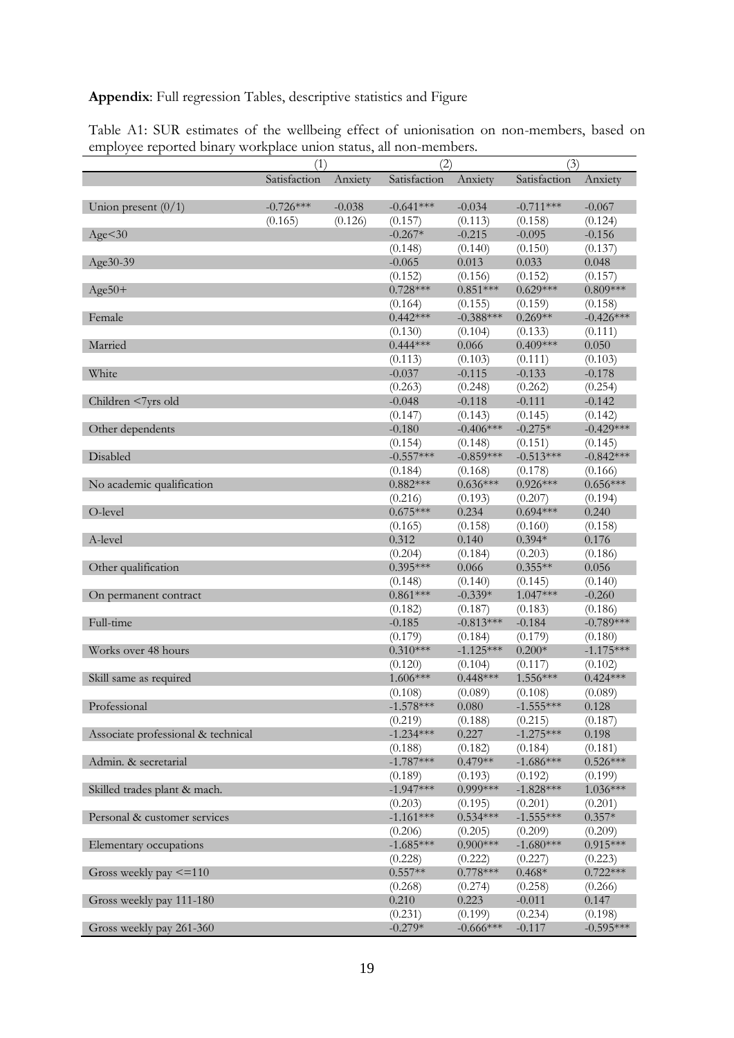**Appendix**: Full regression Tables, descriptive statistics and Figure

Table A1: SUR estimates of the wellbeing effect of unionisation on non-members, based on employee reported binary workplace union status, all non-members.

| | (1) | | (2) | | (3) | |
|---|---|---|---|---|---|---|
| | Satisfaction | Anxiety | Satisfaction | Anxiety | Satisfaction | Anxiety |
| Union present (0/1) | -0.726*** | -0.038 | -0.641*** | -0.034 | -0.711*** | -0.067 |
| | (0.165) | (0.126) | (0.157) | (0.113) | (0.158) | (0.124) |
| Age<30 | | | -0.267* | -0.215 | -0.095 | -0.156 |
| | | | (0.148) | (0.140) | (0.150) | (0.137) |
| Age30-39 | | | -0.065 | 0.013 | 0.033 | 0.048 |
| | | | (0.152) | (0.156) | (0.152) | (0.157) |
| Age50+ | | | 0.728*** | 0.851*** | 0.629*** | 0.809*** |
| | | | (0.164) | (0.155) | (0.159) | (0.158) |
| Female | | | 0.442*** | -0.388*** | 0.269** | -0.426*** |
| | | | (0.130) | (0.104) | (0.133) | (0.111) |
| Married | | | 0.444*** | 0.066 | 0.409*** | 0.050 |
| | | | (0.113) | (0.103) | (0.111) | (0.103) |
| White | | | -0.037 | -0.115 | -0.133 | -0.178 |
| | | | (0.263) | (0.248) | (0.262) | (0.254) |
| Children <7yrs old | | | -0.048 | -0.118 | -0.111 | -0.142 |
| | | | (0.147) | (0.143) | (0.145) | (0.142) |
| Other dependents | | | -0.180 | -0.406*** | -0.275* | -0.429*** |
| | | | (0.154) | (0.148) | (0.151) | (0.145) |
| Disabled | | | -0.557*** | -0.859*** | -0.513*** | -0.842*** |
| | | | (0.184) | (0.168) | (0.178) | (0.166) |
| No academic qualification | | | 0.882*** | 0.636*** | 0.926*** | 0.656*** |
| | | | (0.216) | (0.193) | (0.207) | (0.194) |
| O-level | | | 0.675*** | 0.234 | 0.694*** | 0.240 |
| | | | (0.165) | (0.158) | (0.160) | (0.158) |
| A-level | | | 0.312 | 0.140 | 0.394* | 0.176 |
| | | | (0.204) | (0.184) | (0.203) | (0.186) |
| Other qualification | | | 0.395*** | 0.066 | 0.355** | 0.056 |
| | | | (0.148) | (0.140) | (0.145) | (0.140) |
| On permanent contract | | | 0.861*** | -0.339* | 1.047*** | -0.260 |
| | | | (0.182) | (0.187) | (0.183) | (0.186) |
| Full-time | | | -0.185 | -0.813*** | -0.184 | -0.789*** |
| | | | (0.179) | (0.184) | (0.179) | (0.180) |
| Works over 48 hours | | | 0.310*** | -1.125*** | 0.200* | -1.175*** |
| | | | (0.120) | (0.104) | (0.117) | (0.102) |
| Skill same as required | | | 1.606*** | 0.448*** | 1.556*** | 0.424*** |
| | | | (0.108) | (0.089) | (0.108) | (0.089) |
| Professional | | | -1.578*** | 0.080 | -1.555*** | 0.128 |
| | | | (0.219) | (0.188) | (0.215) | (0.187) |
| Associate professional & technical | | | -1.234*** | 0.227 | -1.275*** | 0.198 |
| | | | (0.188) | (0.182) | (0.184) | (0.181) |
| Admin. & secretarial | | | -1.787*** | 0.479** | -1.686*** | 0.526*** |
| | | | (0.189) | (0.193) | (0.192) | (0.199) |
| Skilled trades plant & mach. | | | -1.947*** | 0.999*** | -1.828*** | 1.036*** |
| | | | (0.203) | (0.195) | (0.201) | (0.201) |
| Personal & customer services | | | -1.161*** | 0.534*** | -1.555*** | 0.357* |
| | | | (0.206) | (0.205) | (0.209) | (0.209) |
| Elementary occupations | | | -1.685*** | 0.900*** | -1.680*** | 0.915*** |
| | | | (0.228) | (0.222) | (0.227) | (0.223) |
| Gross weekly pay <=110 | | | 0.557** | 0.778*** | 0.468* | 0.722*** |
| | | | (0.268) | (0.274) | (0.258) | (0.266) |
| Gross weekly pay 111-180 | | | 0.210 | 0.223 | -0.011 | 0.147 |
| | | | (0.231) | (0.199) | (0.234) | (0.198) |
| Gross weekly pay 261-360 | | | -0.279* | -0.666*** | -0.117 | -0.595*** |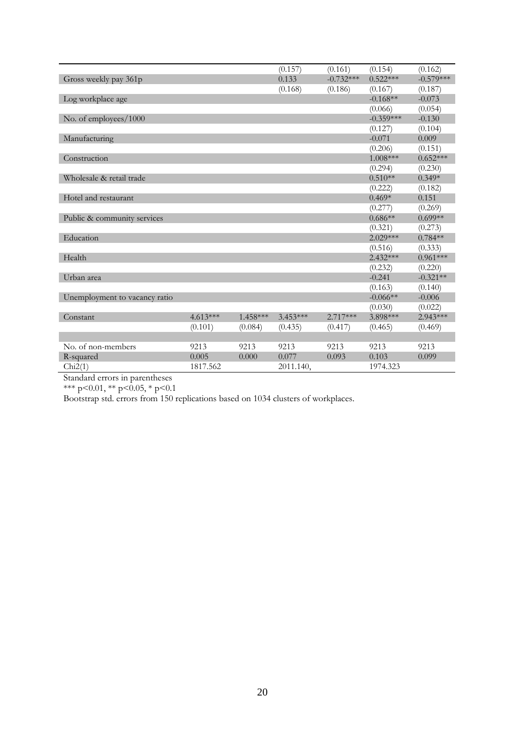| | | | | | | |
|---|---|---|---|---|---|---|
| | | | (0.157) | (0.161) | (0.154) | (0.162) |
| Gross weekly pay 361p | | | 0.133 | -0.732*** | 0.522*** | -0.579*** |
| | | | (0.168) | (0.186) | (0.167) | (0.187) |
| Log workplace age | | | | | -0.168** | -0.073 |
| | | | | | (0.066) | (0.054) |
| No. of employees/1000 | | | | | -0.359*** | -0.130 |
| | | | | | (0.127) | (0.104) |
| Manufacturing | | | | | -0.071 | 0.009 |
| | | | | | (0.206) | (0.151) |
| Construction | | | | | 1.008*** | 0.652*** |
| | | | | | (0.294) | (0.230) |
| Wholesale & retail trade | | | | | 0.510** | 0.349* |
| | | | | | (0.222) | (0.182) |
| Hotel and restaurant | | | | | 0.469* | 0.151 |
| | | | | | (0.277) | (0.269) |
| Public & community services | | | | | 0.686** | 0.699** |
| | | | | | (0.321) | (0.273) |
| Education | | | | | 2.029*** | 0.784** |
| | | | | | (0.516) | (0.333) |
| Health | | | | | 2.432*** | 0.961*** |
| | | | | | (0.232) | (0.220) |
| Urban area | | | | | -0.241 | -0.321** |
| | | | | | (0.163) | (0.140) |
| Unemployment to vacancy ratio | | | | | -0.066** | -0.006 |
| | | | | | (0.030) | (0.022) |
| Constant | 4.613*** | 1.458*** | 3.453*** | 2.717*** | 3.898*** | 2.943*** |
| | (0.101) | (0.084) | (0.435) | (0.417) | (0.465) | (0.469) |
| | | | | | | |
| No. of non-members | 9213 | 9213 | 9213 | 9213 | 9213 | 9213 |
| R-squared | 0.005 | 0.000 | 0.077 | 0.093 | 0.103 | 0.099 |
| Chi2(1) | 1817.562 | | 2011.140, | | 1974.323 | |

Standard errors in parentheses

*** p<0.01, ** p<0.05, * p<0.1

Bootstrap std. errors from 150 replications based on 1034 clusters of workplaces.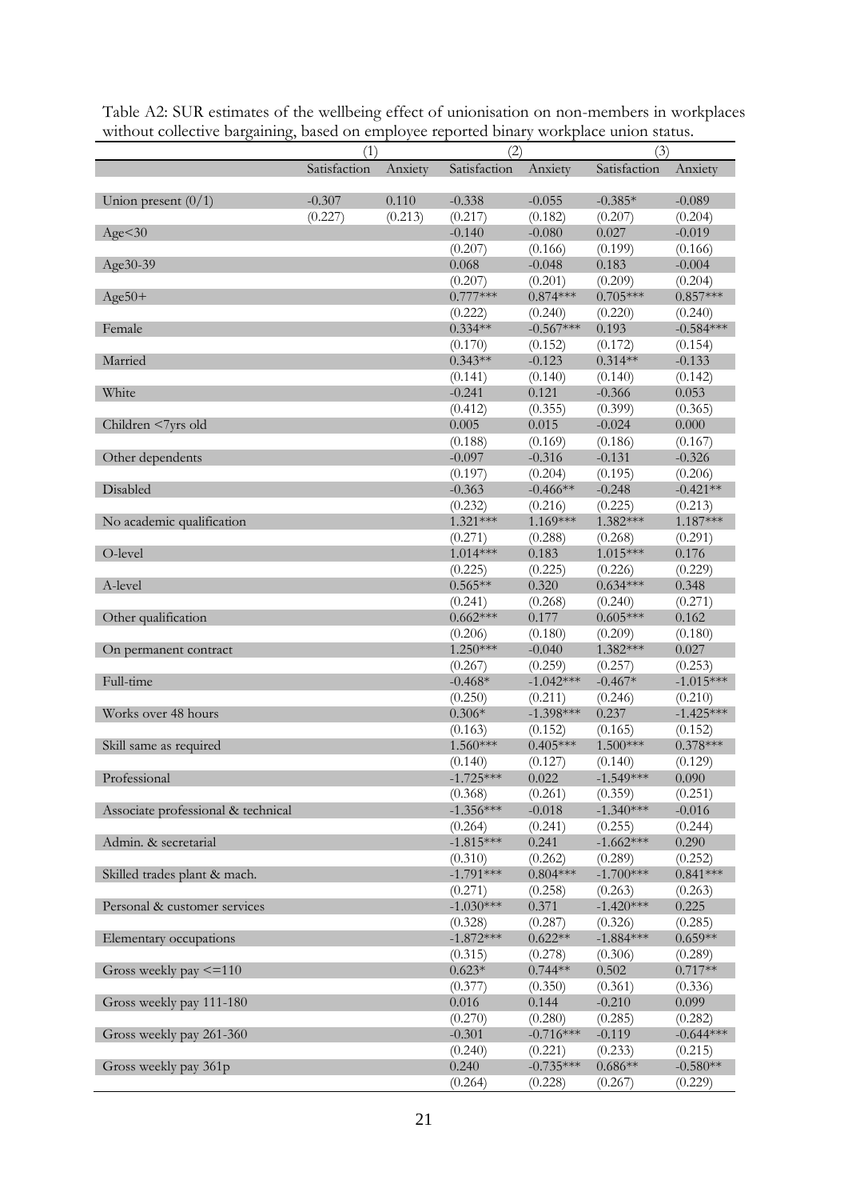Table A2: SUR estimates of the wellbeing effect of unionisation on non-members in workplaces without collective bargaining, based on employee reported binary workplace union status.

| | (1) | | (2) | | (3) | |
|---|---|---|---|---|---|---|
| | Satisfaction | Anxiety | Satisfaction | Anxiety | Satisfaction | Anxiety |
| Union present (0/1) | -0.307 | 0.110 | -0.338 | -0.055 | -0.385* | -0.089 |
| | (0.227) | (0.213) | (0.217) | (0.182) | (0.207) | (0.204) |
| Age<30 | | | -0.140 | -0.080 | 0.027 | -0.019 |
| | | | (0.207) | (0.166) | (0.199) | (0.166) |
| Age30-39 | | | 0.068 | -0.048 | 0.183 | -0.004 |
| | | | (0.207) | (0.201) | (0.209) | (0.204) |
| Age50+ | | | 0.777*** | 0.874*** | 0.705*** | 0.857*** |
| | | | (0.222) | (0.240) | (0.220) | (0.240) |
| Female | | | 0.334** | -0.567*** | 0.193 | -0.584*** |
| | | | (0.170) | (0.152) | (0.172) | (0.154) |
| Married | | | 0.343** | -0.123 | 0.314** | -0.133 |
| | | | (0.141) | (0.140) | (0.140) | (0.142) |
| White | | | -0.241 | 0.121 | -0.366 | 0.053 |
| | | | (0.412) | (0.355) | (0.399) | (0.365) |
| Children <7yrs old | | | 0.005 | 0.015 | -0.024 | 0.000 |
| | | | (0.188) | (0.169) | (0.186) | (0.167) |
| Other dependents | | | -0.097 | -0.316 | -0.131 | -0.326 |
| | | | (0.197) | (0.204) | (0.195) | (0.206) |
| Disabled | | | -0.363 | -0.466** | -0.248 | -0.421** |
| | | | (0.232) | (0.216) | (0.225) | (0.213) |
| No academic qualification | | | 1.321*** | 1.169*** | 1.382*** | 1.187*** |
| | | | (0.271) | (0.288) | (0.268) | (0.291) |
| O-level | | | 1.014*** | 0.183 | 1.015*** | 0.176 |
| | | | (0.225) | (0.225) | (0.226) | (0.229) |
| A-level | | | 0.565** | 0.320 | 0.634*** | 0.348 |
| | | | (0.241) | (0.268) | (0.240) | (0.271) |
| Other qualification | | | 0.662*** | 0.177 | 0.605*** | 0.162 |
| | | | (0.206) | (0.180) | (0.209) | (0.180) |
| On permanent contract | | | 1.250*** | -0.040 | 1.382*** | 0.027 |
| | | | (0.267) | (0.259) | (0.257) | (0.253) |
| Full-time | | | -0.468* | -1.042*** | -0.467* | -1.015*** |
| | | | (0.250) | (0.211) | (0.246) | (0.210) |
| Works over 48 hours | | | 0.306* | -1.398*** | 0.237 | -1.425*** |
| | | | (0.163) | (0.152) | (0.165) | (0.152) |
| Skill same as required | | | 1.560*** | 0.405*** | 1.500*** | 0.378*** |
| | | | (0.140) | (0.127) | (0.140) | (0.129) |
| Professional | | | -1.725*** | 0.022 | -1.549*** | 0.090 |
| | | | (0.368) | (0.261) | (0.359) | (0.251) |
| Associate professional & technical | | | -1.356*** | -0.018 | -1.340*** | -0.016 |
| | | | (0.264) | (0.241) | (0.255) | (0.244) |
| Admin. & secretarial | | | -1.815*** | 0.241 | -1.662*** | 0.290 |
| | | | (0.310) | (0.262) | (0.289) | (0.252) |
| Skilled trades plant & mach. | | | -1.791*** | 0.804*** | -1.700*** | 0.841*** |
| | | | (0.271) | (0.258) | (0.263) | (0.263) |
| Personal & customer services | | | -1.030*** | 0.371 | -1.420*** | 0.225 |
| | | | (0.328) | (0.287) | (0.326) | (0.285) |
| Elementary occupations | | | -1.872*** | 0.622** | -1.884*** | 0.659** |
| | | | (0.315) | (0.278) | (0.306) | (0.289) |
| Gross weekly pay <=110 | | | 0.623* | 0.744** | 0.502 | 0.717** |
| | | | (0.377) | (0.350) | (0.361) | (0.336) |
| Gross weekly pay 111-180 | | | 0.016 | 0.144 | -0.210 | 0.099 |
| | | | (0.270) | (0.280) | (0.285) | (0.282) |
| Gross weekly pay 261-360 | | | -0.301 | -0.716*** | -0.119 | -0.644*** |
| | | | (0.240) | (0.221) | (0.233) | (0.215) |
| Gross weekly pay 361p | | | 0.240 | -0.735*** | 0.686** | -0.580** |
| | | | (0.264) | (0.228) | (0.267) | (0.229) |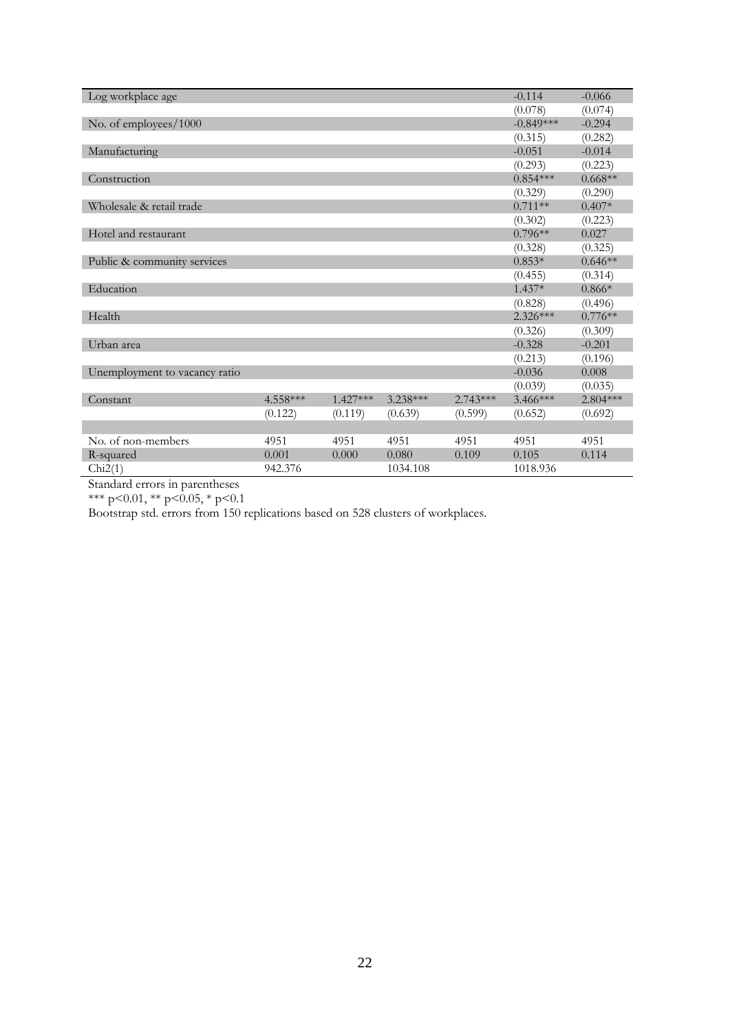| | | | | | | |
|---|---|---|---|---|---|---|
| Log workplace age | | | | | -0.114 | -0.066 |
| | | | | | (0.078) | (0.074) |
| No. of employees/1000 | | | | | -0.849*** | -0.294 |
| | | | | | (0.315) | (0.282) |
| Manufacturing | | | | | -0.051 | -0.014 |
| | | | | | (0.293) | (0.223) |
| Construction | | | | | 0.854*** | 0.668** |
| | | | | | (0.329) | (0.290) |
| Wholesale & retail trade | | | | | 0.711** | 0.407* |
| | | | | | (0.302) | (0.223) |
| Hotel and restaurant | | | | | 0.796** | 0.027 |
| | | | | | (0.328) | (0.325) |
| Public & community services | | | | | 0.853* | 0.646** |
| | | | | | (0.455) | (0.314) |
| Education | | | | | 1.437* | 0.866* |
| | | | | | (0.828) | (0.496) |
| Health | | | | | 2.326*** | 0.776** |
| | | | | | (0.326) | (0.309) |
| Urban area | | | | | -0.328 | -0.201 |
| | | | | | (0.213) | (0.196) |
| Unemployment to vacancy ratio | | | | | -0.036 | 0.008 |
| | | | | | (0.039) | (0.035) |
| Constant | 4.558*** | 1.427*** | 3.238*** | 2.743*** | 3.466*** | 2.804*** |
| | (0.122) | (0.119) | (0.639) | (0.599) | (0.652) | (0.692) |
| | | | | | | |
| No. of non-members | 4951 | 4951 | 4951 | 4951 | 4951 | 4951 |
| R-squared | 0.001 | 0.000 | 0.080 | 0.109 | 0.105 | 0.114 |
| Chi2(1) | 942.376 | | 1034.108 | | 1018.936 | |

Standard errors in parentheses

*** p<0.01, ** p<0.05, * p<0.1

Bootstrap std. errors from 150 replications based on 528 clusters of workplaces.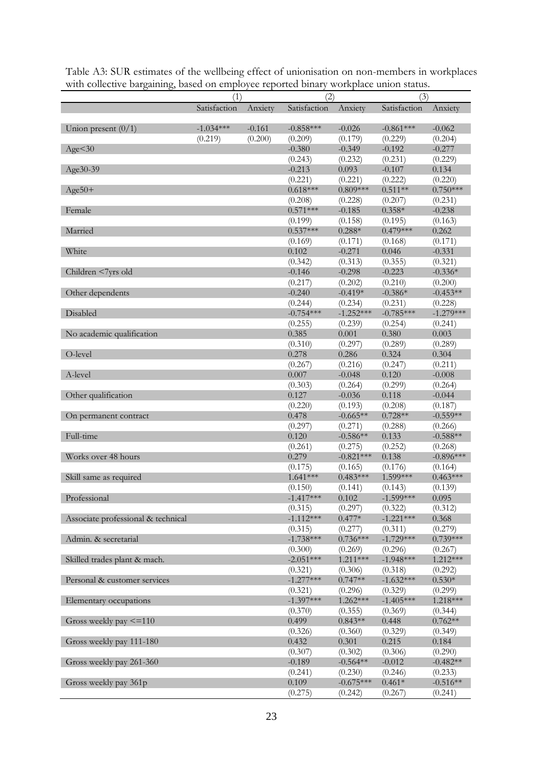Table A3: SUR estimates of the wellbeing effect of unionisation on non-members in workplaces with collective bargaining, based on employee reported binary workplace union status.

| | (1) | | (2) | | (3) | |
|---|---|---|---|---|---|---|
| | Satisfaction | Anxiety | Satisfaction | Anxiety | Satisfaction | Anxiety |
| Union present (0/1) | -1.034*** | -0.161 | -0.858*** | -0.026 | -0.861*** | -0.062 |
| | (0.219) | (0.200) | (0.209) | (0.179) | (0.229) | (0.204) |
| Age<30 | | | -0.380 | -0.349 | -0.192 | -0.277 |
| | | | (0.243) | (0.232) | (0.231) | (0.229) |
| Age30-39 | | | -0.213 | 0.093 | -0.107 | 0.134 |
| | | | (0.221) | (0.221) | (0.222) | (0.220) |
| Age50+ | | | 0.618*** | 0.809*** | 0.511** | 0.750*** |
| | | | (0.208) | (0.228) | (0.207) | (0.231) |
| Female | | | 0.571*** | -0.185 | 0.358* | -0.238 |
| | | | (0.199) | (0.158) | (0.195) | (0.163) |
| Married | | | 0.537*** | 0.288* | 0.479*** | 0.262 |
| | | | (0.169) | (0.171) | (0.168) | (0.171) |
| White | | | 0.102 | -0.271 | 0.046 | -0.331 |
| | | | (0.342) | (0.313) | (0.355) | (0.321) |
| Children <7yrs old | | | -0.146 | -0.298 | -0.223 | -0.336* |
| | | | (0.217) | (0.202) | (0.210) | (0.200) |
| Other dependents | | | -0.240 | -0.419* | -0.386* | -0.453** |
| | | | (0.244) | (0.234) | (0.231) | (0.228) |
| Disabled | | | -0.754*** | -1.252*** | -0.785*** | -1.279*** |
| | | | (0.255) | (0.239) | (0.254) | (0.241) |
| No academic qualification | | | 0.385 | 0.001 | 0.380 | 0.003 |
| | | | (0.310) | (0.297) | (0.289) | (0.289) |
| O-level | | | 0.278 | 0.286 | 0.324 | 0.304 |
| | | | (0.267) | (0.216) | (0.247) | (0.211) |
| A-level | | | 0.007 | -0.048 | 0.120 | -0.008 |
| | | | (0.303) | (0.264) | (0.299) | (0.264) |
| Other qualification | | | 0.127 | -0.036 | 0.118 | -0.044 |
| | | | (0.220) | (0.193) | (0.208) | (0.187) |
| On permanent contract | | | 0.478 | -0.665** | 0.728** | -0.559** |
| | | | (0.297) | (0.271) | (0.288) | (0.266) |
| Full-time | | | 0.120 | -0.586** | 0.133 | -0.588** |
| | | | (0.261) | (0.275) | (0.252) | (0.268) |
| Works over 48 hours | | | 0.279 | -0.821*** | 0.138 | -0.896*** |
| | | | (0.175) | (0.165) | (0.176) | (0.164) |
| Skill same as required | | | 1.641*** | 0.483*** | 1.599*** | 0.463*** |
| | | | (0.150) | (0.141) | (0.143) | (0.139) |
| Professional | | | -1.417*** | 0.102 | -1.599*** | 0.095 |
| | | | (0.315) | (0.297) | (0.322) | (0.312) |
| Associate professional & technical | | | -1.112*** | 0.477* | -1.221*** | 0.368 |
| | | | (0.315) | (0.277) | (0.311) | (0.279) |
| Admin. & secretarial | | | -1.738*** | 0.736*** | -1.729*** | 0.739*** |
| | | | (0.300) | (0.269) | (0.296) | (0.267) |
| Skilled trades plant & mach. | | | -2.051*** | 1.211*** | -1.948*** | 1.212*** |
| | | | (0.321) | (0.306) | (0.318) | (0.292) |
| Personal & customer services | | | -1.277*** | 0.747** | -1.632*** | 0.530* |
| | | | (0.321) | (0.296) | (0.329) | (0.299) |
| Elementary occupations | | | -1.397*** | 1.262*** | -1.405*** | 1.218*** |
| | | | (0.370) | (0.355) | (0.369) | (0.344) |
| Gross weekly pay <=110 | | | 0.499 | 0.843** | 0.448 | 0.762** |
| | | | (0.326) | (0.360) | (0.329) | (0.349) |
| Gross weekly pay 111-180 | | | 0.432 | 0.301 | 0.215 | 0.184 |
| | | | (0.307) | (0.302) | (0.306) | (0.290) |
| Gross weekly pay 261-360 | | | -0.189 | -0.564** | -0.012 | -0.482** |
| | | | (0.241) | (0.230) | (0.246) | (0.233) |
| Gross weekly pay 361p | | | 0.109 | -0.675*** | 0.461* | -0.516** |
| | | | (0.275) | (0.242) | (0.267) | (0.241) |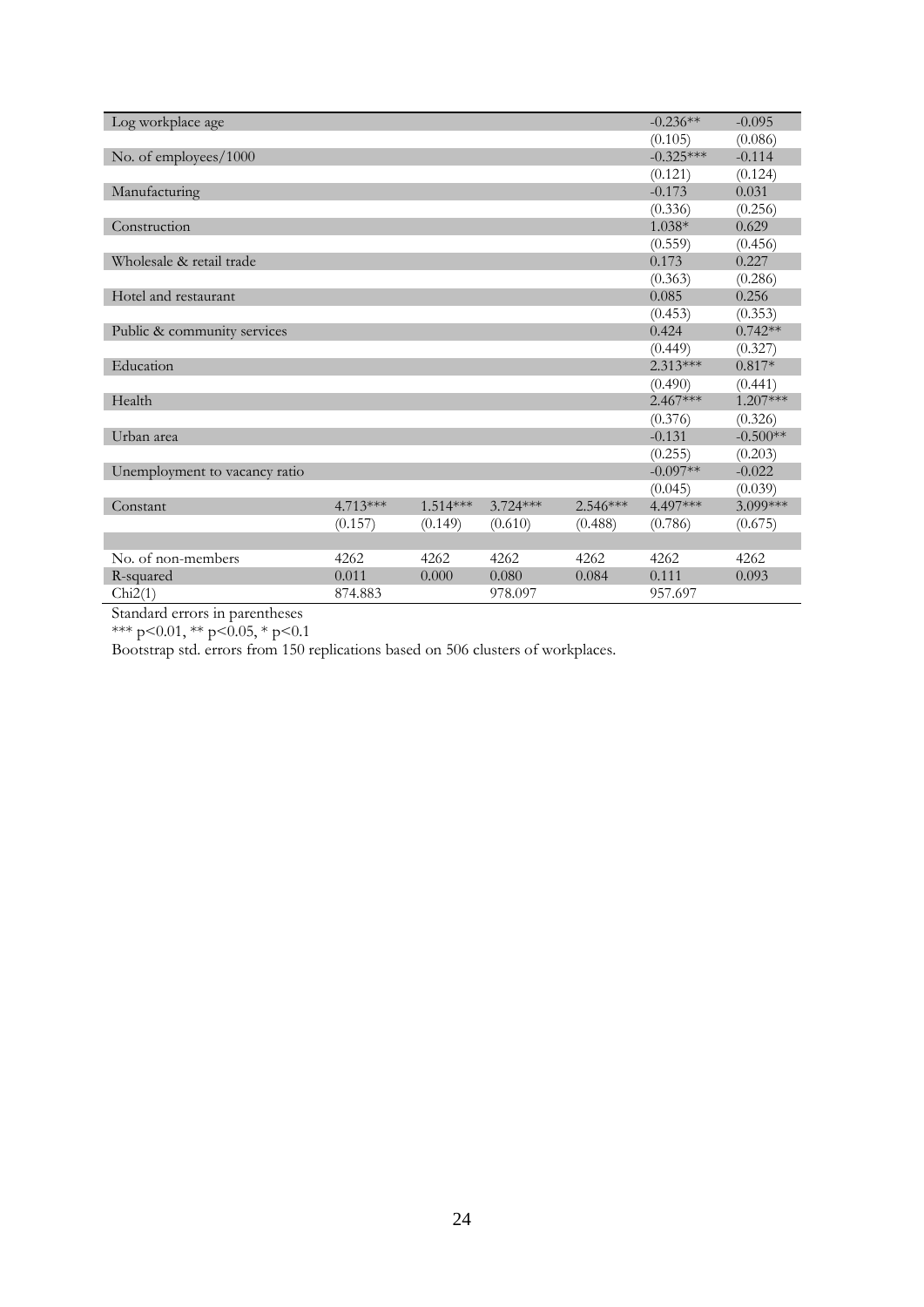| | | | | | | |
|---|---|---|---|---|---|---|
| Log workplace age | | | | | -0.236** | -0.095 |
| | | | | | (0.105) | (0.086) |
| No. of employees/1000 | | | | | -0.325*** | -0.114 |
| | | | | | (0.121) | (0.124) |
| Manufacturing | | | | | -0.173 | 0.031 |
| | | | | | (0.336) | (0.256) |
| Construction | | | | | 1.038* | 0.629 |
| | | | | | (0.559) | (0.456) |
| Wholesale & retail trade | | | | | 0.173 | 0.227 |
| | | | | | (0.363) | (0.286) |
| Hotel and restaurant | | | | | 0.085 | 0.256 |
| | | | | | (0.453) | (0.353) |
| Public & community services | | | | | 0.424 | 0.742** |
| | | | | | (0.449) | (0.327) |
| Education | | | | | 2.313*** | 0.817* |
| | | | | | (0.490) | (0.441) |
| Health | | | | | 2.467*** | 1.207*** |
| | | | | | (0.376) | (0.326) |
| Urban area | | | | | -0.131 | -0.500** |
| | | | | | (0.255) | (0.203) |
| Unemployment to vacancy ratio | | | | | -0.097** | -0.022 |
| | | | | | (0.045) | (0.039) |
| Constant | 4.713*** | 1.514*** | 3.724*** | 2.546*** | 4.497*** | 3.099*** |
| | (0.157) | (0.149) | (0.610) | (0.488) | (0.786) | (0.675) |
| | | | | | | |
| No. of non-members | 4262 | 4262 | 4262 | 4262 | 4262 | 4262 |
| R-squared | 0.011 | 0.000 | 0.080 | 0.084 | 0.111 | 0.093 |
| Chi2(1) | 874.883 | | 978.097 | | 957.697 | |

Standard errors in parentheses

*** p<0.01, ** p<0.05, * p<0.1

Bootstrap std. errors from 150 replications based on 506 clusters of workplaces.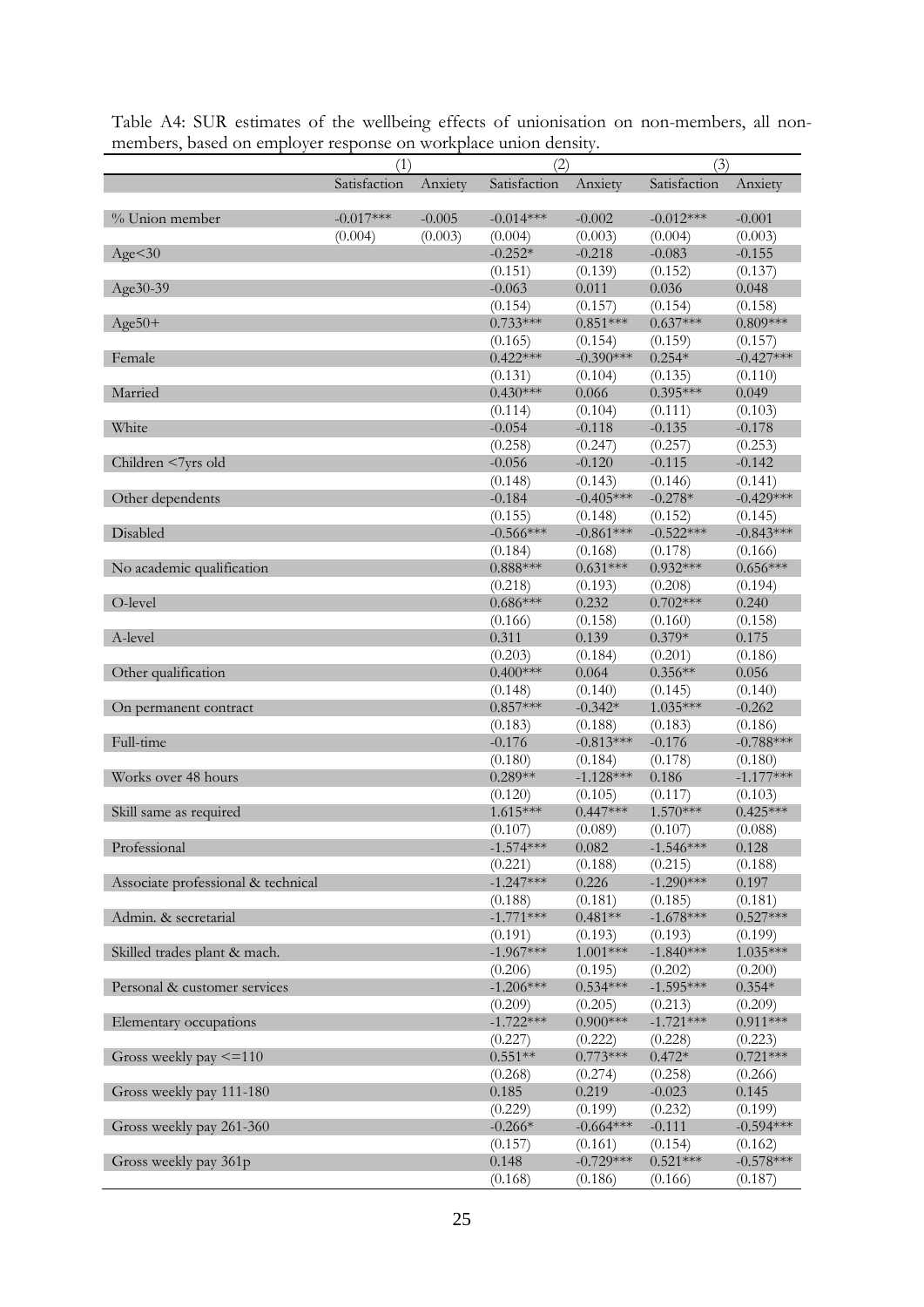Table A4: SUR estimates of the wellbeing effects of unionisation on non-members, all non-members, based on employer response on workplace union density.

| | (1) | | (2) | | (3) | |
|---|---|---|---|---|---|---|
| | Satisfaction | Anxiety | Satisfaction | Anxiety | Satisfaction | Anxiety |
| % Union member | -0.017*** | -0.005 | -0.014*** | -0.002 | -0.012*** | -0.001 |
| | (0.004) | (0.003) | (0.004) | (0.003) | (0.004) | (0.003) |
| Age<30 | | | -0.252* | -0.218 | -0.083 | -0.155 |
| | | | (0.151) | (0.139) | (0.152) | (0.137) |
| Age30-39 | | | -0.063 | 0.011 | 0.036 | 0.048 |
| | | | (0.154) | (0.157) | (0.154) | (0.158) |
| Age50+ | | | 0.733*** | 0.851*** | 0.637*** | 0.809*** |
| | | | (0.165) | (0.154) | (0.159) | (0.157) |
| Female | | | 0.422*** | -0.390*** | 0.254* | -0.427*** |
| | | | (0.131) | (0.104) | (0.135) | (0.110) |
| Married | | | 0.430*** | 0.066 | 0.395*** | 0.049 |
| | | | (0.114) | (0.104) | (0.111) | (0.103) |
| White | | | -0.054 | -0.118 | -0.135 | -0.178 |
| | | | (0.258) | (0.247) | (0.257) | (0.253) |
| Children <7yrs old | | | -0.056 | -0.120 | -0.115 | -0.142 |
| | | | (0.148) | (0.143) | (0.146) | (0.141) |
| Other dependents | | | -0.184 | -0.405*** | -0.278* | -0.429*** |
| | | | (0.155) | (0.148) | (0.152) | (0.145) |
| Disabled | | | -0.566*** | -0.861*** | -0.522*** | -0.843*** |
| | | | (0.184) | (0.168) | (0.178) | (0.166) |
| No academic qualification | | | 0.888*** | 0.631*** | 0.932*** | 0.656*** |
| | | | (0.218) | (0.193) | (0.208) | (0.194) |
| O-level | | | 0.686*** | 0.232 | 0.702*** | 0.240 |
| | | | (0.166) | (0.158) | (0.160) | (0.158) |
| A-level | | | 0.311 | 0.139 | 0.379* | 0.175 |
| | | | (0.203) | (0.184) | (0.201) | (0.186) |
| Other qualification | | | 0.400*** | 0.064 | 0.356** | 0.056 |
| | | | (0.148) | (0.140) | (0.145) | (0.140) |
| On permanent contract | | | 0.857*** | -0.342* | 1.035*** | -0.262 |
| | | | (0.183) | (0.188) | (0.183) | (0.186) |
| Full-time | | | -0.176 | -0.813*** | -0.176 | -0.788*** |
| | | | (0.180) | (0.184) | (0.178) | (0.180) |
| Works over 48 hours | | | 0.289** | -1.128*** | 0.186 | -1.177*** |
| | | | (0.120) | (0.105) | (0.117) | (0.103) |
| Skill same as required | | | 1.615*** | 0.447*** | 1.570*** | 0.425*** |
| | | | (0.107) | (0.089) | (0.107) | (0.088) |
| Professional | | | -1.574*** | 0.082 | -1.546*** | 0.128 |
| | | | (0.221) | (0.188) | (0.215) | (0.188) |
| Associate professional & technical | | | -1.247*** | 0.226 | -1.290*** | 0.197 |
| | | | (0.188) | (0.181) | (0.185) | (0.181) |
| Admin. & secretarial | | | -1.771*** | 0.481** | -1.678*** | 0.527*** |
| | | | (0.191) | (0.193) | (0.193) | (0.199) |
| Skilled trades plant & mach. | | | -1.967*** | 1.001*** | -1.840*** | 1.035*** |
| | | | (0.206) | (0.195) | (0.202) | (0.200) |
| Personal & customer services | | | -1.206*** | 0.534*** | -1.595*** | 0.354* |
| | | | (0.209) | (0.205) | (0.213) | (0.209) |
| Elementary occupations | | | -1.722*** | 0.900*** | -1.721*** | 0.911*** |
| | | | (0.227) | (0.222) | (0.228) | (0.223) |
| Gross weekly pay <=110 | | | 0.551** | 0.773*** | 0.472* | 0.721*** |
| | | | (0.268) | (0.274) | (0.258) | (0.266) |
| Gross weekly pay 111-180 | | | 0.185 | 0.219 | -0.023 | 0.145 |
| | | | (0.229) | (0.199) | (0.232) | (0.199) |
| Gross weekly pay 261-360 | | | -0.266* | -0.664*** | -0.111 | -0.594*** |
| | | | (0.157) | (0.161) | (0.154) | (0.162) |
| Gross weekly pay 361p | | | 0.148 | -0.729*** | 0.521*** | -0.578*** |
| | | | (0.168) | (0.186) | (0.166) | (0.187) |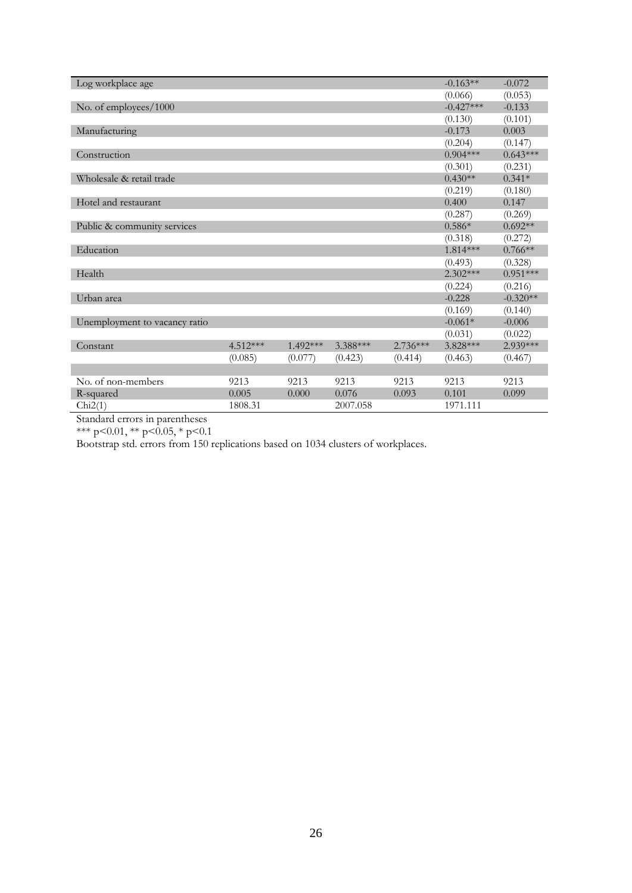| | | | | | | |
|---|---|---|---|---|---|---|
| Log workplace age | | | | | -0.163** | -0.072 |
| | | | | | (0.066) | (0.053) |
| No. of employees/1000 | | | | | -0.427*** | -0.133 |
| | | | | | (0.130) | (0.101) |
| Manufacturing | | | | | -0.173 | 0.003 |
| | | | | | (0.204) | (0.147) |
| Construction | | | | | 0.904*** | 0.643*** |
| | | | | | (0.301) | (0.231) |
| Wholesale & retail trade | | | | | 0.430** | 0.341* |
| | | | | | (0.219) | (0.180) |
| Hotel and restaurant | | | | | 0.400 | 0.147 |
| | | | | | (0.287) | (0.269) |
| Public & community services | | | | | 0.586* | 0.692** |
| | | | | | (0.318) | (0.272) |
| Education | | | | | 1.814*** | 0.766** |
| | | | | | (0.493) | (0.328) |
| Health | | | | | 2.302*** | 0.951*** |
| | | | | | (0.224) | (0.216) |
| Urban area | | | | | -0.228 | -0.320** |
| | | | | | (0.169) | (0.140) |
| Unemployment to vacancy ratio | | | | | -0.061* | -0.006 |
| | | | | | (0.031) | (0.022) |
| Constant | 4.512*** | 1.492*** | 3.388*** | 2.736*** | 3.828*** | 2.939*** |
| | (0.085) | (0.077) | (0.423) | (0.414) | (0.463) | (0.467) |
| | | | | | | |
| No. of non-members | 9213 | 9213 | 9213 | 9213 | 9213 | 9213 |
| R-squared | 0.005 | 0.000 | 0.076 | 0.093 | 0.101 | 0.099 |
| Chi2(1) | 1808.31 | | 2007.058 | | 1971.111 | |

Standard errors in parentheses

*** p<0.01, ** p<0.05, * p<0.1

Bootstrap std. errors from 150 replications based on 1034 clusters of workplaces.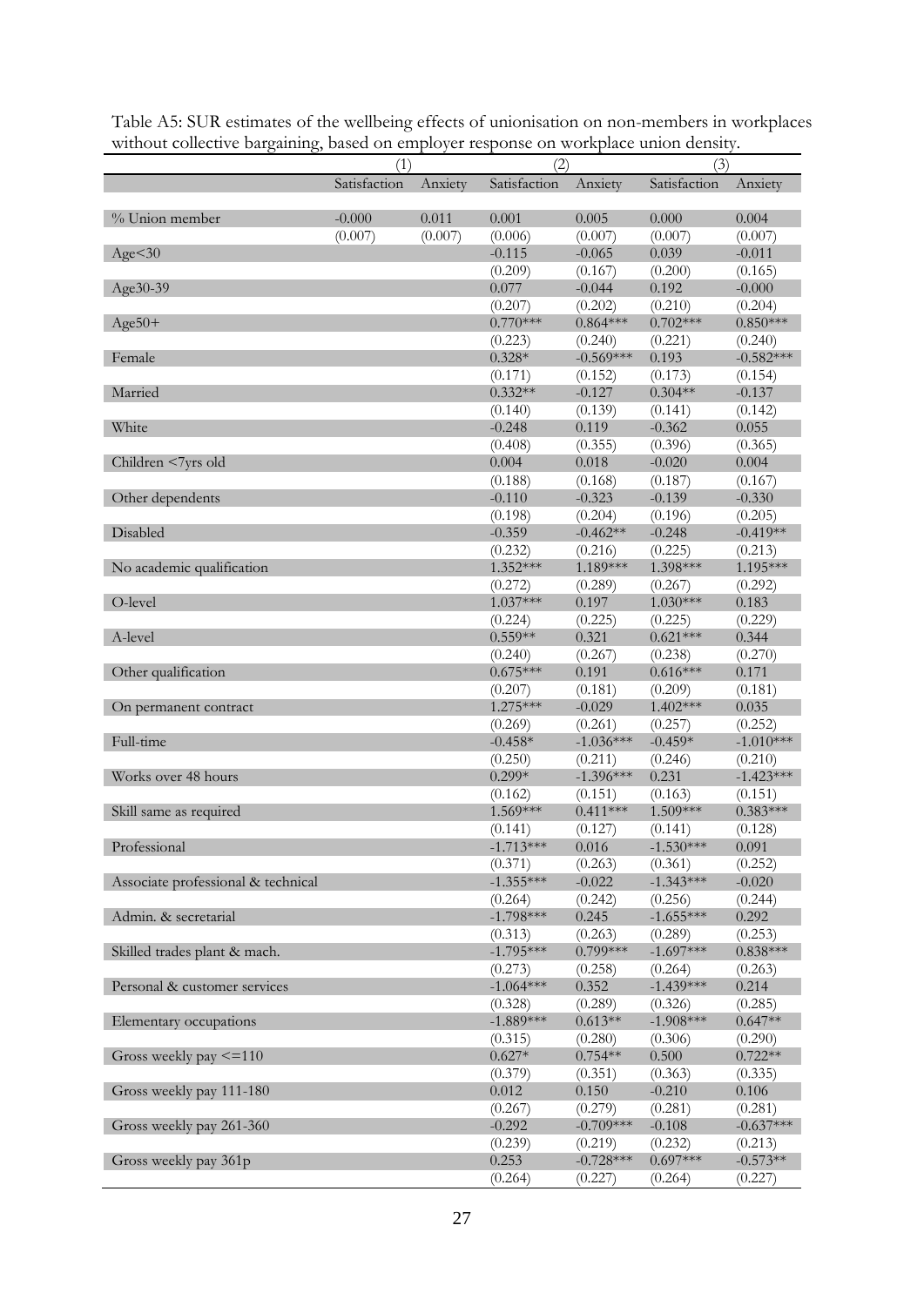Table A5: SUR estimates of the wellbeing effects of unionisation on non-members in workplaces without collective bargaining, based on employer response on workplace union density.

| | (1) | | (2) | | (3) | |
|---|---|---|---|---|---|---|
| | Satisfaction | Anxiety | Satisfaction | Anxiety | Satisfaction | Anxiety |
| % Union member | -0.000 | 0.011 | 0.001 | 0.005 | 0.000 | 0.004 |
| | (0.007) | (0.007) | (0.006) | (0.007) | (0.007) | (0.007) |
| Age<30 | | | -0.115 | -0.065 | 0.039 | -0.011 |
| | | | (0.209) | (0.167) | (0.200) | (0.165) |
| Age30-39 | | | 0.077 | -0.044 | 0.192 | -0.000 |
| | | | (0.207) | (0.202) | (0.210) | (0.204) |
| Age50+ | | | 0.770*** | 0.864*** | 0.702*** | 0.850*** |
| | | | (0.223) | (0.240) | (0.221) | (0.240) |
| Female | | | 0.328* | -0.569*** | 0.193 | -0.582*** |
| | | | (0.171) | (0.152) | (0.173) | (0.154) |
| Married | | | 0.332** | -0.127 | 0.304** | -0.137 |
| | | | (0.140) | (0.139) | (0.141) | (0.142) |
| White | | | -0.248 | 0.119 | -0.362 | 0.055 |
| | | | (0.408) | (0.355) | (0.396) | (0.365) |
| Children <7yrs old | | | 0.004 | 0.018 | -0.020 | 0.004 |
| | | | (0.188) | (0.168) | (0.187) | (0.167) |
| Other dependents | | | -0.110 | -0.323 | -0.139 | -0.330 |
| | | | (0.198) | (0.204) | (0.196) | (0.205) |
| Disabled | | | -0.359 | -0.462** | -0.248 | -0.419** |
| | | | (0.232) | (0.216) | (0.225) | (0.213) |
| No academic qualification | | | 1.352*** | 1.189*** | 1.398*** | 1.195*** |
| | | | (0.272) | (0.289) | (0.267) | (0.292) |
| O-level | | | 1.037*** | 0.197 | 1.030*** | 0.183 |
| | | | (0.224) | (0.225) | (0.225) | (0.229) |
| A-level | | | 0.559** | 0.321 | 0.621*** | 0.344 |
| | | | (0.240) | (0.267) | (0.238) | (0.270) |
| Other qualification | | | 0.675*** | 0.191 | 0.616*** | 0.171 |
| | | | (0.207) | (0.181) | (0.209) | (0.181) |
| On permanent contract | | | 1.275*** | -0.029 | 1.402*** | 0.035 |
| | | | (0.269) | (0.261) | (0.257) | (0.252) |
| Full-time | | | -0.458* | -1.036*** | -0.459* | -1.010*** |
| | | | (0.250) | (0.211) | (0.246) | (0.210) |
| Works over 48 hours | | | 0.299* | -1.396*** | 0.231 | -1.423*** |
| | | | (0.162) | (0.151) | (0.163) | (0.151) |
| Skill same as required | | | 1.569*** | 0.411*** | 1.509*** | 0.383*** |
| | | | (0.141) | (0.127) | (0.141) | (0.128) |
| Professional | | | -1.713*** | 0.016 | -1.530*** | 0.091 |
| | | | (0.371) | (0.263) | (0.361) | (0.252) |
| Associate professional & technical | | | -1.355*** | -0.022 | -1.343*** | -0.020 |
| | | | (0.264) | (0.242) | (0.256) | (0.244) |
| Admin. & secretarial | | | -1.798*** | 0.245 | -1.655*** | 0.292 |
| | | | (0.313) | (0.263) | (0.289) | (0.253) |
| Skilled trades plant & mach. | | | -1.795*** | 0.799*** | -1.697*** | 0.838*** |
| | | | (0.273) | (0.258) | (0.264) | (0.263) |
| Personal & customer services | | | -1.064*** | 0.352 | -1.439*** | 0.214 |
| | | | (0.328) | (0.289) | (0.326) | (0.285) |
| Elementary occupations | | | -1.889*** | 0.613** | -1.908*** | 0.647** |
| | | | (0.315) | (0.280) | (0.306) | (0.290) |
| Gross weekly pay <=110 | | | 0.627* | 0.754** | 0.500 | 0.722** |
| | | | (0.379) | (0.351) | (0.363) | (0.335) |
| Gross weekly pay 111-180 | | | 0.012 | 0.150 | -0.210 | 0.106 |
| | | | (0.267) | (0.279) | (0.281) | (0.281) |
| Gross weekly pay 261-360 | | | -0.292 | -0.709*** | -0.108 | -0.637*** |
| | | | (0.239) | (0.219) | (0.232) | (0.213) |
| Gross weekly pay 361p | | | 0.253 | -0.728*** | 0.697*** | -0.573** |
| | | | (0.264) | (0.227) | (0.264) | (0.227) |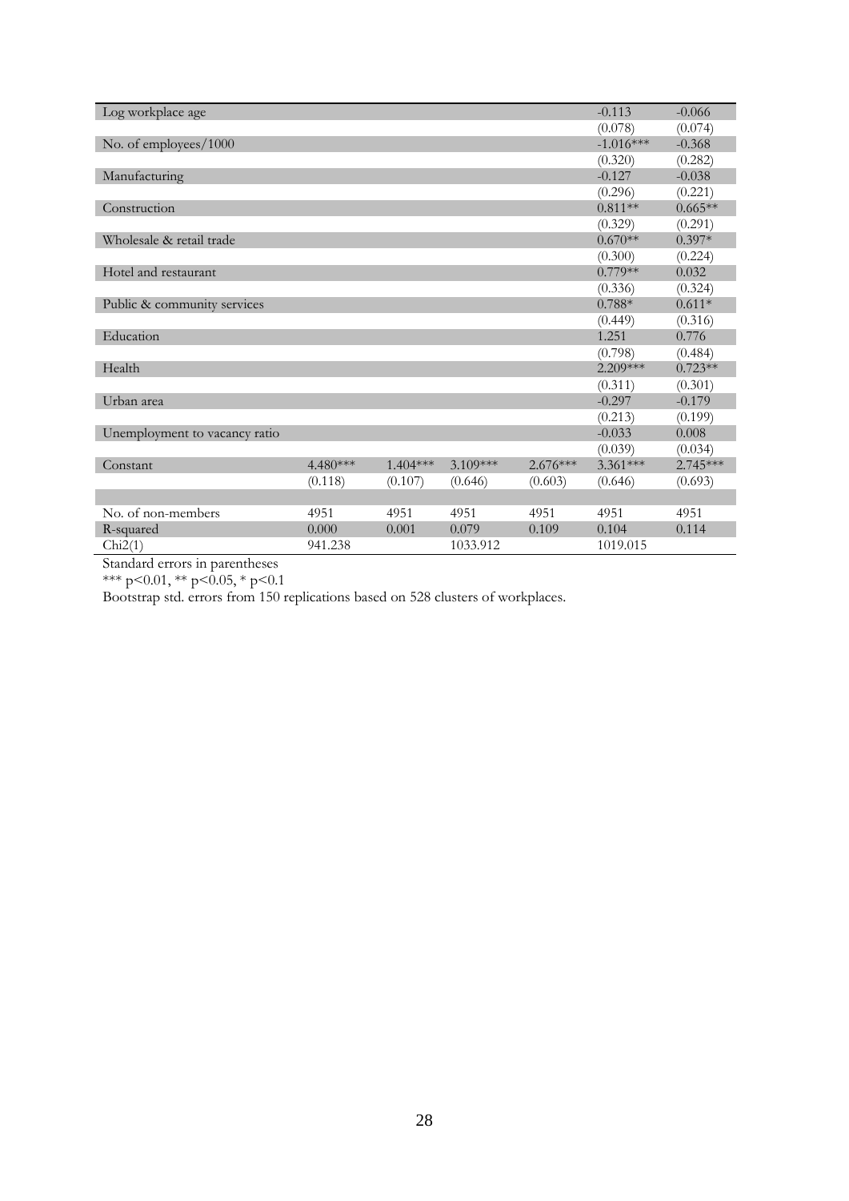| | | | | | | |
|---|---|---|---|---|---|---|
| Log workplace age | | | | | -0.113 | -0.066 |
| | | | | | (0.078) | (0.074) |
| No. of employees/1000 | | | | | -1.016*** | -0.368 |
| | | | | | (0.320) | (0.282) |
| Manufacturing | | | | | -0.127 | -0.038 |
| | | | | | (0.296) | (0.221) |
| Construction | | | | | 0.811** | 0.665** |
| | | | | | (0.329) | (0.291) |
| Wholesale & retail trade | | | | | 0.670** | 0.397* |
| | | | | | (0.300) | (0.224) |
| Hotel and restaurant | | | | | 0.779** | 0.032 |
| | | | | | (0.336) | (0.324) |
| Public & community services | | | | | 0.788* | 0.611* |
| | | | | | (0.449) | (0.316) |
| Education | | | | | 1.251 | 0.776 |
| | | | | | (0.798) | (0.484) |
| Health | | | | | 2.209*** | 0.723** |
| | | | | | (0.311) | (0.301) |
| Urban area | | | | | -0.297 | -0.179 |
| | | | | | (0.213) | (0.199) |
| Unemployment to vacancy ratio | | | | | -0.033 | 0.008 |
| | | | | | (0.039) | (0.034) |
| Constant | 4.480*** | 1.404*** | 3.109*** | 2.676*** | 3.361*** | 2.745*** |
| | (0.118) | (0.107) | (0.646) | (0.603) | (0.646) | (0.693) |
| | | | | | | |
| No. of non-members | 4951 | 4951 | 4951 | 4951 | 4951 | 4951 |
| R-squared | 0.000 | 0.001 | 0.079 | 0.109 | 0.104 | 0.114 |
| Chi2(1) | 941.238 | | 1033.912 | | 1019.015 | |

Standard errors in parentheses

*** p<0.01, ** p<0.05, * p<0.1

Bootstrap std. errors from 150 replications based on 528 clusters of workplaces.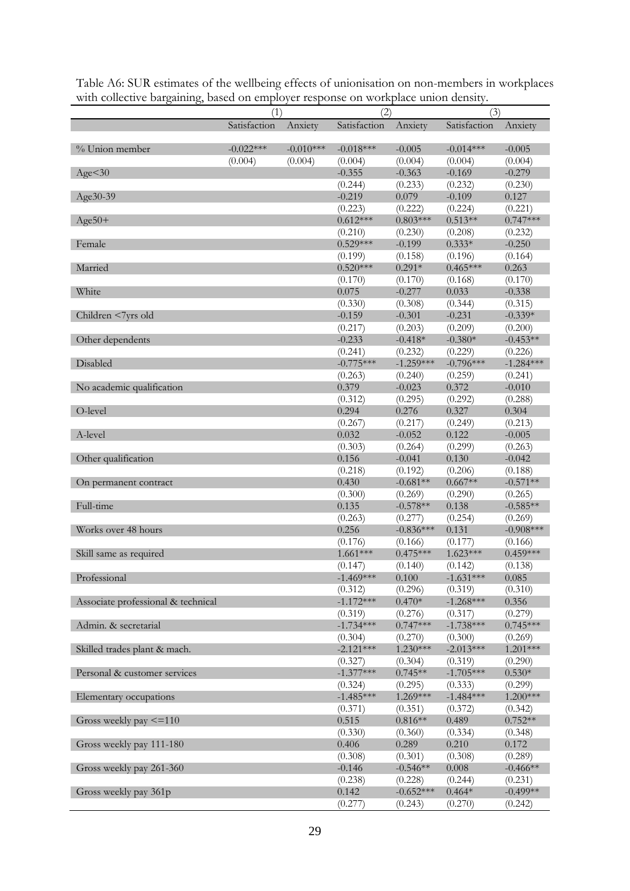Table A6: SUR estimates of the wellbeing effects of unionisation on non-members in workplaces with collective bargaining, based on employer response on workplace union density.

| | (1) | | (2) | | (3) | |
|---|---|---|---|---|---|---|
| | Satisfaction | Anxiety | Satisfaction | Anxiety | Satisfaction | Anxiety |
| % Union member | -0.022*** | -0.010*** | -0.018*** | -0.005 | -0.014*** | -0.005 |
| | (0.004) | (0.004) | (0.004) | (0.004) | (0.004) | (0.004) |
| Age<30 | | | -0.355 | -0.363 | -0.169 | -0.279 |
| | | | (0.244) | (0.233) | (0.232) | (0.230) |
| Age30-39 | | | -0.219 | 0.079 | -0.109 | 0.127 |
| | | | (0.223) | (0.222) | (0.224) | (0.221) |
| Age50+ | | | 0.612*** | 0.803*** | 0.513** | 0.747*** |
| | | | (0.210) | (0.230) | (0.208) | (0.232) |
| Female | | | 0.529*** | -0.199 | 0.333* | -0.250 |
| | | | (0.199) | (0.158) | (0.196) | (0.164) |
| Married | | | 0.520*** | 0.291* | 0.465*** | 0.263 |
| | | | (0.170) | (0.170) | (0.168) | (0.170) |
| White | | | 0.075 | -0.277 | 0.033 | -0.338 |
| | | | (0.330) | (0.308) | (0.344) | (0.315) |
| Children <7yrs old | | | -0.159 | -0.301 | -0.231 | -0.339* |
| | | | (0.217) | (0.203) | (0.209) | (0.200) |
| Other dependents | | | -0.233 | -0.418* | -0.380* | -0.453** |
| | | | (0.241) | (0.232) | (0.229) | (0.226) |
| Disabled | | | -0.775*** | -1.259*** | -0.796*** | -1.284*** |
| | | | (0.263) | (0.240) | (0.259) | (0.241) |
| No academic qualification | | | 0.379 | -0.023 | 0.372 | -0.010 |
| | | | (0.312) | (0.295) | (0.292) | (0.288) |
| O-level | | | 0.294 | 0.276 | 0.327 | 0.304 |
| | | | (0.267) | (0.217) | (0.249) | (0.213) |
| A-level | | | 0.032 | -0.052 | 0.122 | -0.005 |
| | | | (0.303) | (0.264) | (0.299) | (0.263) |
| Other qualification | | | 0.156 | -0.041 | 0.130 | -0.042 |
| | | | (0.218) | (0.192) | (0.206) | (0.188) |
| On permanent contract | | | 0.430 | -0.681** | 0.667** | -0.571** |
| | | | (0.300) | (0.269) | (0.290) | (0.265) |
| Full-time | | | 0.135 | -0.578** | 0.138 | -0.585** |
| | | | (0.263) | (0.277) | (0.254) | (0.269) |
| Works over 48 hours | | | 0.256 | -0.836*** | 0.131 | -0.908*** |
| | | | (0.176) | (0.166) | (0.177) | (0.166) |
| Skill same as required | | | 1.661*** | 0.475*** | 1.623*** | 0.459*** |
| | | | (0.147) | (0.140) | (0.142) | (0.138) |
| Professional | | | -1.469*** | 0.100 | -1.631*** | 0.085 |
| | | | (0.312) | (0.296) | (0.319) | (0.310) |
| Associate professional & technical | | | -1.172*** | 0.470* | -1.268*** | 0.356 |
| | | | (0.319) | (0.276) | (0.317) | (0.279) |
| Admin. & secretarial | | | -1.734*** | 0.747*** | -1.738*** | 0.745*** |
| | | | (0.304) | (0.270) | (0.300) | (0.269) |
| Skilled trades plant & mach. | | | -2.121*** | 1.230*** | -2.013*** | 1.201*** |
| | | | (0.327) | (0.304) | (0.319) | (0.290) |
| Personal & customer services | | | -1.377*** | 0.745** | -1.705*** | 0.530* |
| | | | (0.324) | (0.295) | (0.333) | (0.299) |
| Elementary occupations | | | -1.485*** | 1.269*** | -1.484*** | 1.200*** |
| | | | (0.371) | (0.351) | (0.372) | (0.342) |
| Gross weekly pay <=110 | | | 0.515 | 0.816** | 0.489 | 0.752** |
| | | | (0.330) | (0.360) | (0.334) | (0.348) |
| Gross weekly pay 111-180 | | | 0.406 | 0.289 | 0.210 | 0.172 |
| | | | (0.308) | (0.301) | (0.308) | (0.289) |
| Gross weekly pay 261-360 | | | -0.146 | -0.546** | 0.008 | -0.466** |
| | | | (0.238) | (0.228) | (0.244) | (0.231) |
| Gross weekly pay 361p | | | 0.142 | -0.652*** | 0.464* | -0.499** |
| | | | (0.277) | (0.243) | (0.270) | (0.242) |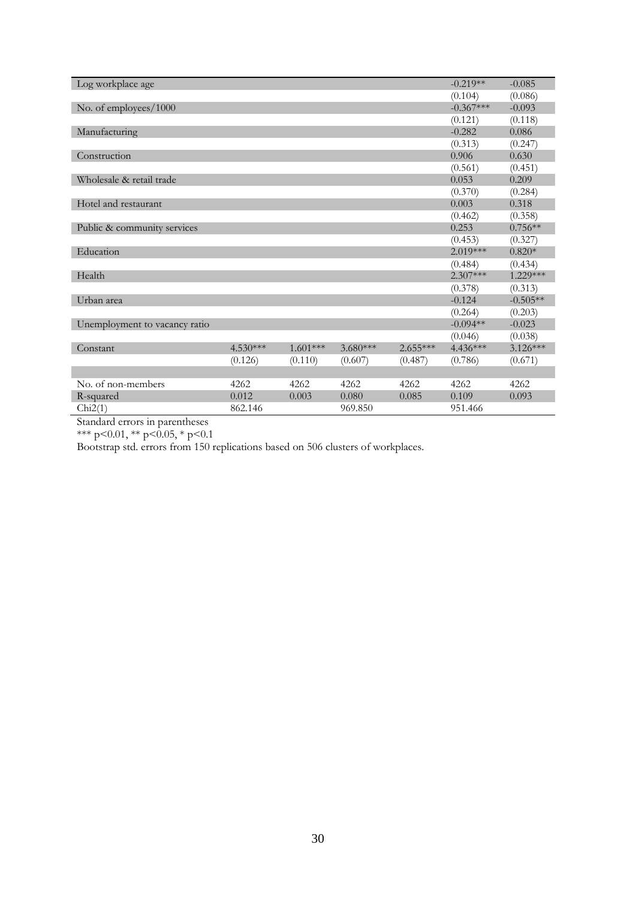|  |  |  |  |  |  |  |
|---|---|---|---|---|---|---|
| Log workplace age |  |  |  |  | -0.219** | -0.085 |
|  |  |  |  |  | (0.104) | (0.086) |
| No. of employees/1000 |  |  |  |  | -0.367*** | -0.093 |
|  |  |  |  |  | (0.121) | (0.118) |
| Manufacturing |  |  |  |  | -0.282 | 0.086 |
|  |  |  |  |  | (0.313) | (0.247) |
| Construction |  |  |  |  | 0.906 | 0.630 |
|  |  |  |  |  | (0.561) | (0.451) |
| Wholesale & retail trade |  |  |  |  | 0.053 | 0.209 |
|  |  |  |  |  | (0.370) | (0.284) |
| Hotel and restaurant |  |  |  |  | 0.003 | 0.318 |
|  |  |  |  |  | (0.462) | (0.358) |
| Public & community services |  |  |  |  | 0.253 | 0.756** |
|  |  |  |  |  | (0.453) | (0.327) |
| Education |  |  |  |  | 2.019*** | 0.820* |
|  |  |  |  |  | (0.484) | (0.434) |
| Health |  |  |  |  | 2.307*** | 1.229*** |
|  |  |  |  |  | (0.378) | (0.313) |
| Urban area |  |  |  |  | -0.124 | -0.505** |
|  |  |  |  |  | (0.264) | (0.203) |
| Unemployment to vacancy ratio |  |  |  |  | -0.094** | -0.023 |
|  |  |  |  |  | (0.046) | (0.038) |
| Constant | 4.530*** | 1.601*** | 3.680*** | 2.655*** | 4.436*** | 3.126*** |
|  | (0.126) | (0.110) | (0.607) | (0.487) | (0.786) | (0.671) |
|  |  |  |  |  |  |  |
| No. of non-members | 4262 | 4262 | 4262 | 4262 | 4262 | 4262 |
| R-squared | 0.012 | 0.003 | 0.080 | 0.085 | 0.109 | 0.093 |
| Chi2(1) | 862.146 |  | 969.850 |  | 951.466 |  |

Standard errors in parentheses

*** p<0.01, ** p<0.05, * p<0.1

Bootstrap std. errors from 150 replications based on 506 clusters of workplaces.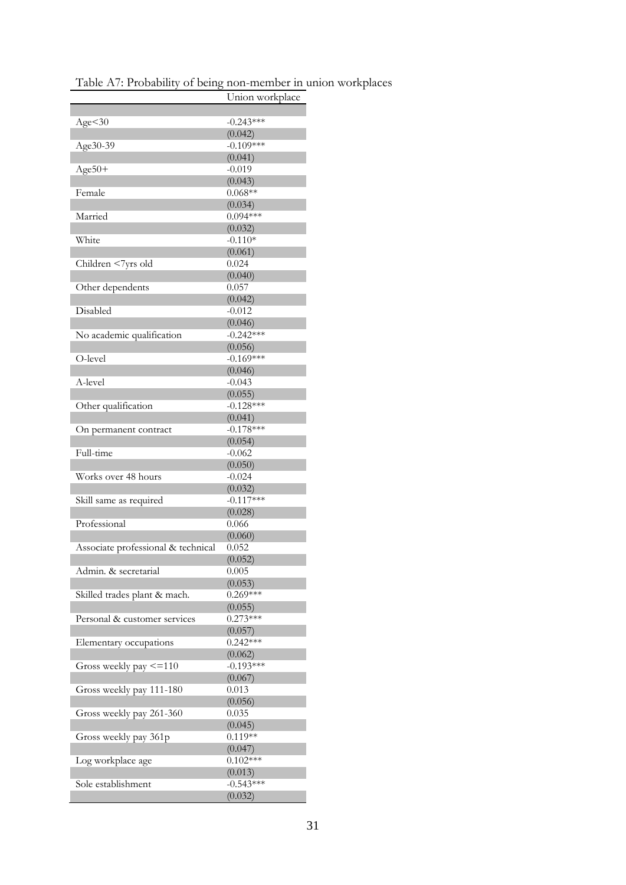Table A7: Probability of being non-member in union workplaces

| | Union workplace |
|---|---|
| Age<30 | -0.243*** |
| | (0.042) |
| Age30-39 | -0.109*** |
| | (0.041) |
| Age50+ | -0.019 |
| | (0.043) |
| Female | 0.068** |
| | (0.034) |
| Married | 0.094*** |
| | (0.032) |
| White | -0.110* |
| | (0.061) |
| Children <7yrs old | 0.024 |
| | (0.040) |
| Other dependents | 0.057 |
| | (0.042) |
| Disabled | -0.012 |
| | (0.046) |
| No academic qualification | -0.242*** |
| | (0.056) |
| O-level | -0.169*** |
| | (0.046) |
| A-level | -0.043 |
| | (0.055) |
| Other qualification | -0.128*** |
| | (0.041) |
| On permanent contract | -0.178*** |
| | (0.054) |
| Full-time | -0.062 |
| | (0.050) |
| Works over 48 hours | -0.024 |
| | (0.032) |
| Skill same as required | -0.117*** |
| | (0.028) |
| Professional | 0.066 |
| | (0.060) |
| Associate professional & technical | 0.052 |
| | (0.052) |
| Admin. & secretarial | 0.005 |
| | (0.053) |
| Skilled trades plant & mach. | 0.269*** |
| | (0.055) |
| Personal & customer services | 0.273*** |
| | (0.057) |
| Elementary occupations | 0.242*** |
| | (0.062) |
| Gross weekly pay <=110 | -0.193*** |
| | (0.067) |
| Gross weekly pay 111-180 | 0.013 |
| | (0.056) |
| Gross weekly pay 261-360 | 0.035 |
| | (0.045) |
| Gross weekly pay 361p | 0.119** |
| | (0.047) |
| Log workplace age | 0.102*** |
| | (0.013) |
| Sole establishment | -0.543*** |
| | (0.032) |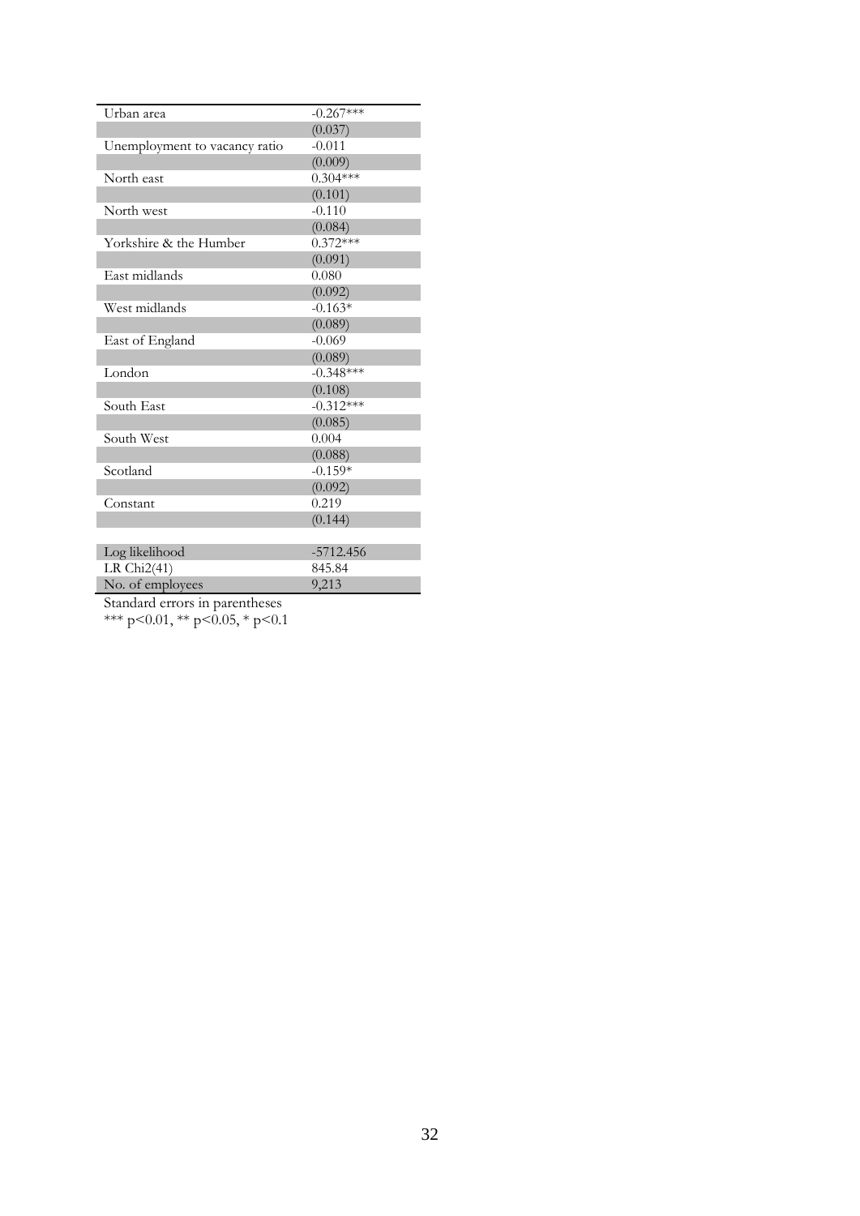| | |
|---|---|
| Urban area | -0.267*** |
| | (0.037) |
| Unemployment to vacancy ratio | -0.011 |
| | (0.009) |
| North east | 0.304*** |
| | (0.101) |
| North west | -0.110 |
| | (0.084) |
| Yorkshire & the Humber | 0.372*** |
| | (0.091) |
| East midlands | 0.080 |
| | (0.092) |
| West midlands | -0.163* |
| | (0.089) |
| East of England | -0.069 |
| | (0.089) |
| London | -0.348*** |
| | (0.108) |
| South East | -0.312*** |
| | (0.085) |
| South West | 0.004 |
| | (0.088) |
| Scotland | -0.159* |
| | (0.092) |
| Constant | 0.219 |
| | (0.144) |
| | |
| Log likelihood | -5712.456 |
| LR Chi2(41) | 845.84 |
| No. of employees | 9,213 |

Standard errors in parentheses
*** $p<0.01$, ** $p<0.05$, * $p<0.1$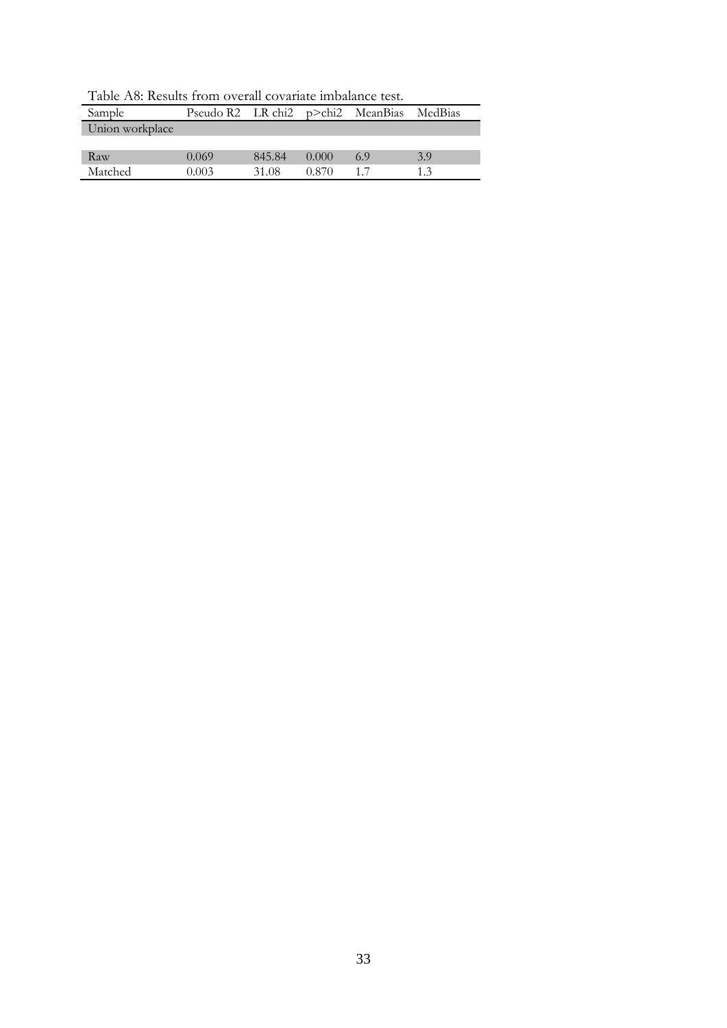Table A8: Results from overall covariate imbalance test.

| Sample | Pseudo R2 | LR chi2 | p>chi2 | MeanBias | MedBias |
|---|---|---|---|---|---|
| Union workplace | | | | | |
| Raw | 0.069 | 845.84 | 0.000 | 6.9 | 3.9 |
| Matched | 0.003 | 31.08 | 0.870 | 1.7 | 1.3 |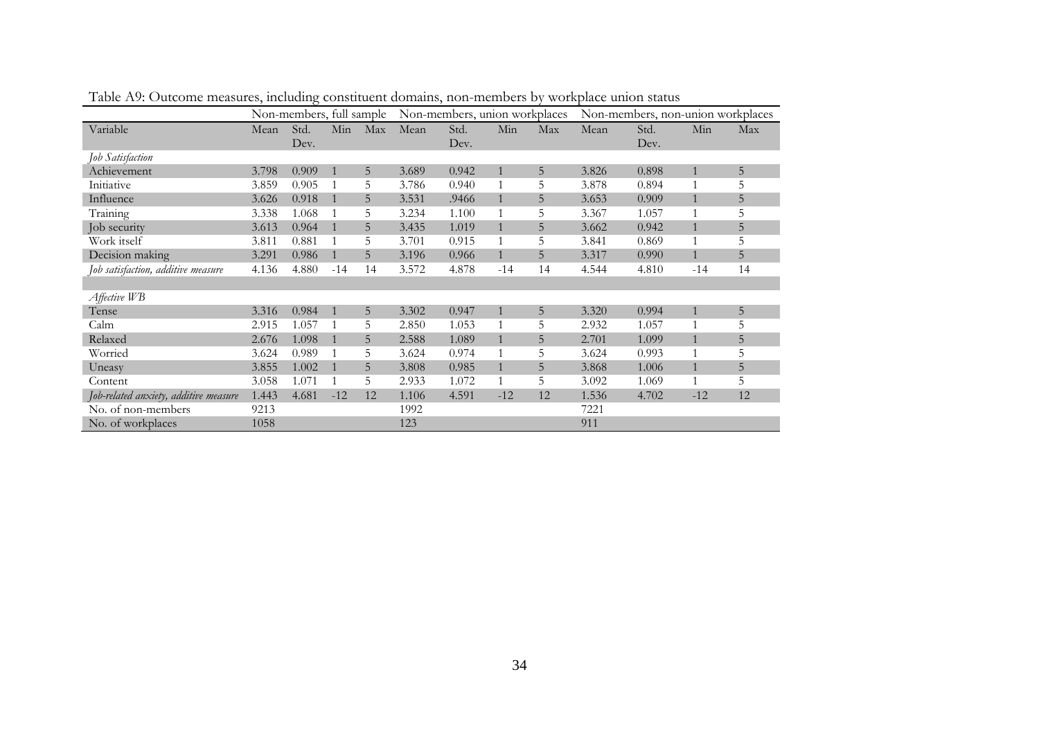Table A9: Outcome measures, including constituent domains, non-members by workplace union status

| | Non-members, full sample | | | | Non-members, union workplaces | | | | Non-members, non-union workplaces | | | |
|---|---|---|---|---|---|---|---|---|---|---|---|---|
| Variable | Mean | Std. Dev. | Min | Max | Mean | Std. Dev. | Min | Max | Mean | Std. Dev. | Min | Max |
| *Job Satisfaction* | | | | | | | | | | | | |
| Achievement | 3.798 | 0.909 | 1 | 5 | 3.689 | 0.942 | 1 | 5 | 3.826 | 0.898 | 1 | 5 |
| Initiative | 3.859 | 0.905 | 1 | 5 | 3.786 | 0.940 | 1 | 5 | 3.878 | 0.894 | 1 | 5 |
| Influence | 3.626 | 0.918 | 1 | 5 | 3.531 | .9466 | 1 | 5 | 3.653 | 0.909 | 1 | 5 |
| Training | 3.338 | 1.068 | 1 | 5 | 3.234 | 1.100 | 1 | 5 | 3.367 | 1.057 | 1 | 5 |
| Job security | 3.613 | 0.964 | 1 | 5 | 3.435 | 1.019 | 1 | 5 | 3.662 | 0.942 | 1 | 5 |
| Work itself | 3.811 | 0.881 | 1 | 5 | 3.701 | 0.915 | 1 | 5 | 3.841 | 0.869 | 1 | 5 |
| Decision making | 3.291 | 0.986 | 1 | 5 | 3.196 | 0.966 | 1 | 5 | 3.317 | 0.990 | 1 | 5 |
| *Job satisfaction, additive measure* | 4.136 | 4.880 | -14 | 14 | 3.572 | 4.878 | -14 | 14 | 4.544 | 4.810 | -14 | 14 |
| | | | | | | | | | | | | |
| *Affective WB* | | | | | | | | | | | | |
| Tense | 3.316 | 0.984 | 1 | 5 | 3.302 | 0.947 | 1 | 5 | 3.320 | 0.994 | 1 | 5 |
| Calm | 2.915 | 1.057 | 1 | 5 | 2.850 | 1.053 | 1 | 5 | 2.932 | 1.057 | 1 | 5 |
| Relaxed | 2.676 | 1.098 | 1 | 5 | 2.588 | 1.089 | 1 | 5 | 2.701 | 1.099 | 1 | 5 |
| Worried | 3.624 | 0.989 | 1 | 5 | 3.624 | 0.974 | 1 | 5 | 3.624 | 0.993 | 1 | 5 |
| Uneasy | 3.855 | 1.002 | 1 | 5 | 3.808 | 0.985 | 1 | 5 | 3.868 | 1.006 | 1 | 5 |
| Content | 3.058 | 1.071 | 1 | 5 | 2.933 | 1.072 | 1 | 5 | 3.092 | 1.069 | 1 | 5 |
| *Job-related anxiety, additive measure* | 1.443 | 4.681 | -12 | 12 | 1.106 | 4.591 | -12 | 12 | 1.536 | 4.702 | -12 | 12 |
| No. of non-members | 9213 | | | | 1992 | | | | 7221 | | | |
| No. of workplaces | 1058 | | | | 123 | | | | 911 | | | |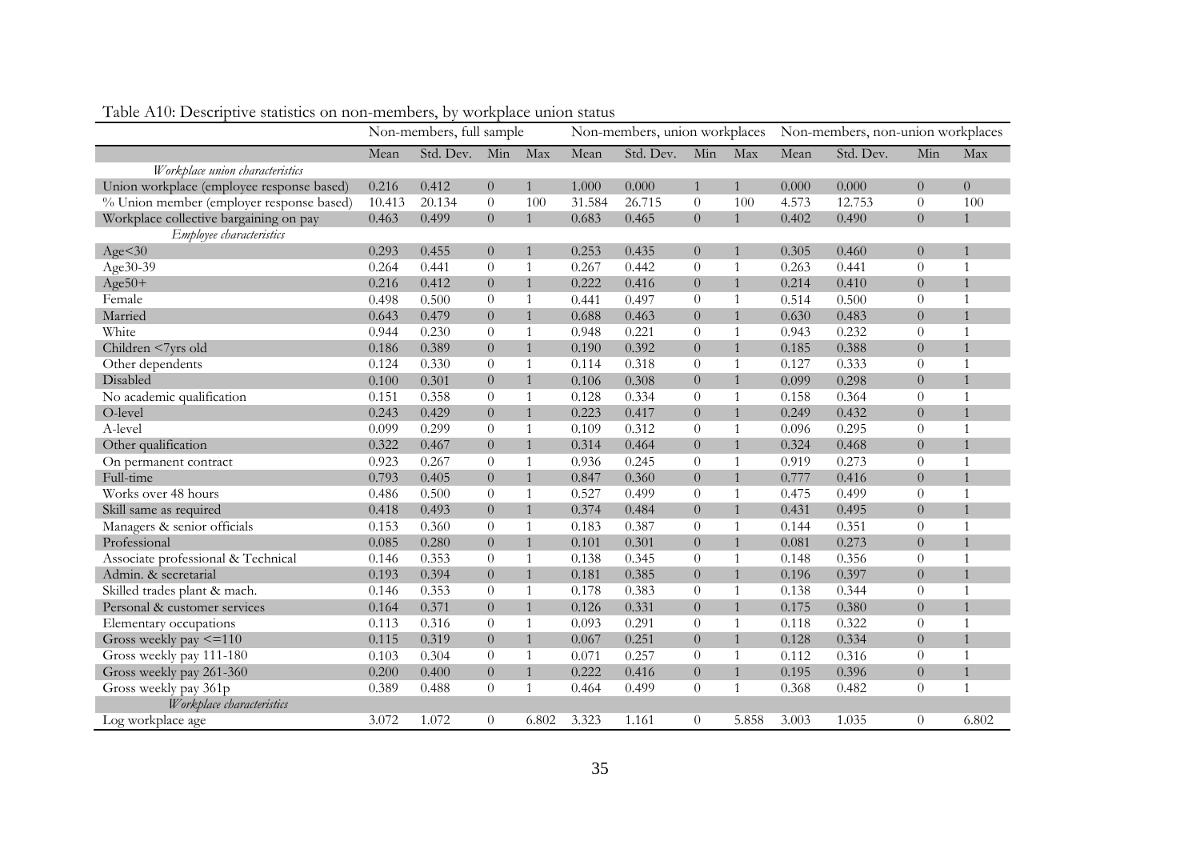Table A10: Descriptive statistics on non-members, by workplace union status

| | Non-members, full sample | | | | Non-members, union workplaces | | | | Non-members, non-union workplaces | | | |
|---|---|---|---|---|---|---|---|---|---|---|---|---|
| | Mean | Std. Dev. | Min | Max | Mean | Std. Dev. | Min | Max | Mean | Std. Dev. | Min | Max |
| *Workplace union characteristics* | | | | | | | | | | | | |
| Union workplace (employee response based) | 0.216 | 0.412 | 0 | 1 | 1.000 | 0.000 | 1 | 1 | 0.000 | 0.000 | 0 | 0 |
| % Union member (employer response based) | 10.413 | 20.134 | 0 | 100 | 31.584 | 26.715 | 0 | 100 | 4.573 | 12.753 | 0 | 100 |
| Workplace collective bargaining on pay | 0.463 | 0.499 | 0 | 1 | 0.683 | 0.465 | 0 | 1 | 0.402 | 0.490 | 0 | 1 |
| *Employee characteristics* | | | | | | | | | | | | |
| Age<30 | 0.293 | 0.455 | 0 | 1 | 0.253 | 0.435 | 0 | 1 | 0.305 | 0.460 | 0 | 1 |
| Age30-39 | 0.264 | 0.441 | 0 | 1 | 0.267 | 0.442 | 0 | 1 | 0.263 | 0.441 | 0 | 1 |
| Age50+ | 0.216 | 0.412 | 0 | 1 | 0.222 | 0.416 | 0 | 1 | 0.214 | 0.410 | 0 | 1 |
| Female | 0.498 | 0.500 | 0 | 1 | 0.441 | 0.497 | 0 | 1 | 0.514 | 0.500 | 0 | 1 |
| Married | 0.643 | 0.479 | 0 | 1 | 0.688 | 0.463 | 0 | 1 | 0.630 | 0.483 | 0 | 1 |
| White | 0.944 | 0.230 | 0 | 1 | 0.948 | 0.221 | 0 | 1 | 0.943 | 0.232 | 0 | 1 |
| Children <7yrs old | 0.186 | 0.389 | 0 | 1 | 0.190 | 0.392 | 0 | 1 | 0.185 | 0.388 | 0 | 1 |
| Other dependents | 0.124 | 0.330 | 0 | 1 | 0.114 | 0.318 | 0 | 1 | 0.127 | 0.333 | 0 | 1 |
| Disabled | 0.100 | 0.301 | 0 | 1 | 0.106 | 0.308 | 0 | 1 | 0.099 | 0.298 | 0 | 1 |
| No academic qualification | 0.151 | 0.358 | 0 | 1 | 0.128 | 0.334 | 0 | 1 | 0.158 | 0.364 | 0 | 1 |
| O-level | 0.243 | 0.429 | 0 | 1 | 0.223 | 0.417 | 0 | 1 | 0.249 | 0.432 | 0 | 1 |
| A-level | 0.099 | 0.299 | 0 | 1 | 0.109 | 0.312 | 0 | 1 | 0.096 | 0.295 | 0 | 1 |
| Other qualification | 0.322 | 0.467 | 0 | 1 | 0.314 | 0.464 | 0 | 1 | 0.324 | 0.468 | 0 | 1 |
| On permanent contract | 0.923 | 0.267 | 0 | 1 | 0.936 | 0.245 | 0 | 1 | 0.919 | 0.273 | 0 | 1 |
| Full-time | 0.793 | 0.405 | 0 | 1 | 0.847 | 0.360 | 0 | 1 | 0.777 | 0.416 | 0 | 1 |
| Works over 48 hours | 0.486 | 0.500 | 0 | 1 | 0.527 | 0.499 | 0 | 1 | 0.475 | 0.499 | 0 | 1 |
| Skill same as required | 0.418 | 0.493 | 0 | 1 | 0.374 | 0.484 | 0 | 1 | 0.431 | 0.495 | 0 | 1 |
| Managers & senior officials | 0.153 | 0.360 | 0 | 1 | 0.183 | 0.387 | 0 | 1 | 0.144 | 0.351 | 0 | 1 |
| Professional | 0.085 | 0.280 | 0 | 1 | 0.101 | 0.301 | 0 | 1 | 0.081 | 0.273 | 0 | 1 |
| Associate professional & Technical | 0.146 | 0.353 | 0 | 1 | 0.138 | 0.345 | 0 | 1 | 0.148 | 0.356 | 0 | 1 |
| Admin. & secretarial | 0.193 | 0.394 | 0 | 1 | 0.181 | 0.385 | 0 | 1 | 0.196 | 0.397 | 0 | 1 |
| Skilled trades plant & mach. | 0.146 | 0.353 | 0 | 1 | 0.178 | 0.383 | 0 | 1 | 0.138 | 0.344 | 0 | 1 |
| Personal & customer services | 0.164 | 0.371 | 0 | 1 | 0.126 | 0.331 | 0 | 1 | 0.175 | 0.380 | 0 | 1 |
| Elementary occupations | 0.113 | 0.316 | 0 | 1 | 0.093 | 0.291 | 0 | 1 | 0.118 | 0.322 | 0 | 1 |
| Gross weekly pay <=110 | 0.115 | 0.319 | 0 | 1 | 0.067 | 0.251 | 0 | 1 | 0.128 | 0.334 | 0 | 1 |
| Gross weekly pay 111-180 | 0.103 | 0.304 | 0 | 1 | 0.071 | 0.257 | 0 | 1 | 0.112 | 0.316 | 0 | 1 |
| Gross weekly pay 261-360 | 0.200 | 0.400 | 0 | 1 | 0.222 | 0.416 | 0 | 1 | 0.195 | 0.396 | 0 | 1 |
| Gross weekly pay 361p | 0.389 | 0.488 | 0 | 1 | 0.464 | 0.499 | 0 | 1 | 0.368 | 0.482 | 0 | 1 |
| *Workplace characteristics* | | | | | | | | | | | | |
| Log workplace age | 3.072 | 1.072 | 0 | 6.802 | 3.323 | 1.161 | 0 | 5.858 | 3.003 | 1.035 | 0 | 6.802 |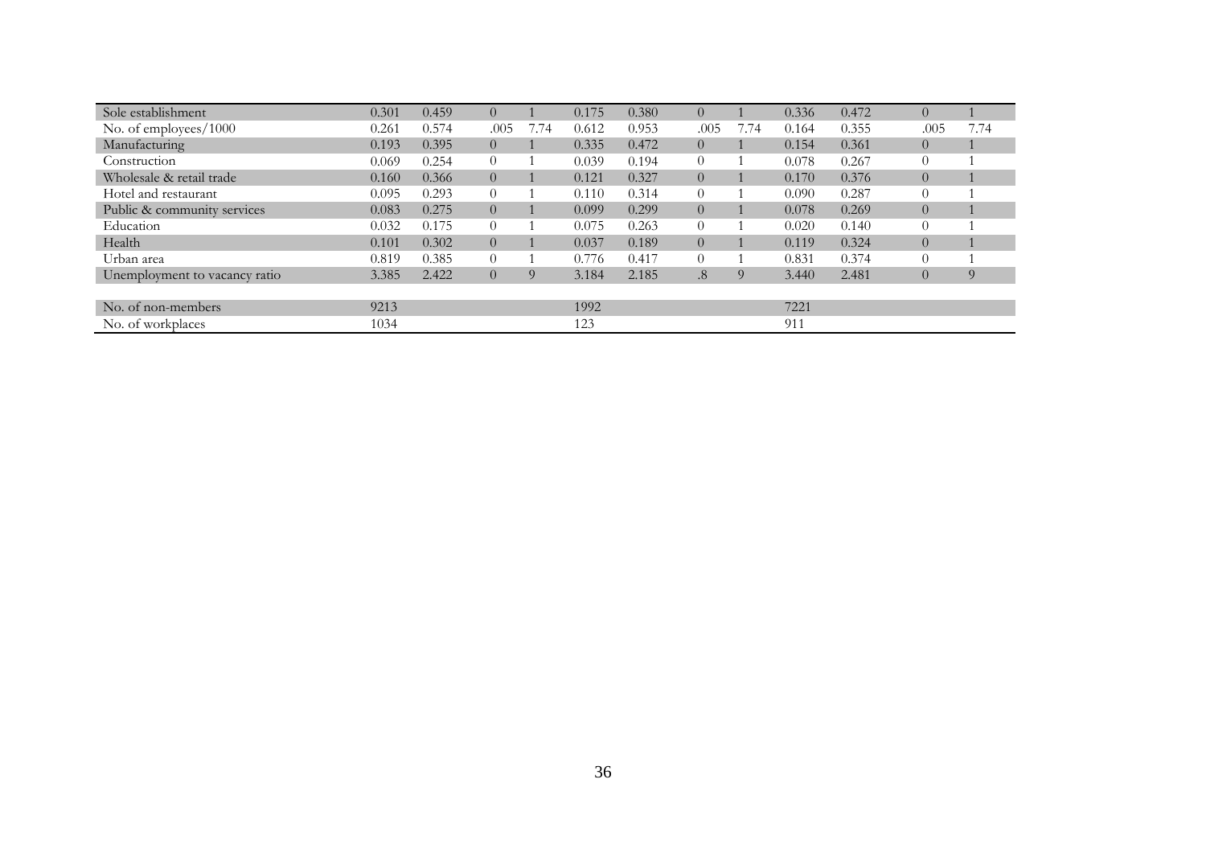| | | | | | | | | | | | | |
|---|---|---|---|---|---|---|---|---|---|---|---|---|
| Sole establishment | 0.301 | 0.459 | 0 | 1 | 0.175 | 0.380 | 0 | 1 | 0.336 | 0.472 | 0 | 1 |
| No. of employees/1000 | 0.261 | 0.574 | .005 | 7.74 | 0.612 | 0.953 | .005 | 7.74 | 0.164 | 0.355 | .005 | 7.74 |
| Manufacturing | 0.193 | 0.395 | 0 | 1 | 0.335 | 0.472 | 0 | 1 | 0.154 | 0.361 | 0 | 1 |
| Construction | 0.069 | 0.254 | 0 | 1 | 0.039 | 0.194 | 0 | 1 | 0.078 | 0.267 | 0 | 1 |
| Wholesale & retail trade | 0.160 | 0.366 | 0 | 1 | 0.121 | 0.327 | 0 | 1 | 0.170 | 0.376 | 0 | 1 |
| Hotel and restaurant | 0.095 | 0.293 | 0 | 1 | 0.110 | 0.314 | 0 | 1 | 0.090 | 0.287 | 0 | 1 |
| Public & community services | 0.083 | 0.275 | 0 | 1 | 0.099 | 0.299 | 0 | 1 | 0.078 | 0.269 | 0 | 1 |
| Education | 0.032 | 0.175 | 0 | 1 | 0.075 | 0.263 | 0 | 1 | 0.020 | 0.140 | 0 | 1 |
| Health | 0.101 | 0.302 | 0 | 1 | 0.037 | 0.189 | 0 | 1 | 0.119 | 0.324 | 0 | 1 |
| Urban area | 0.819 | 0.385 | 0 | 1 | 0.776 | 0.417 | 0 | 1 | 0.831 | 0.374 | 0 | 1 |
| Unemployment to vacancy ratio | 3.385 | 2.422 | 0 | 9 | 3.184 | 2.185 | .8 | 9 | 3.440 | 2.481 | 0 | 9 |
| | | | | | | | | | | | | |
| No. of non-members | 9213 | | | | 1992 | | | | 7221 | | | |
| No. of workplaces | 1034 | | | | 123 | | | | 911 | | | |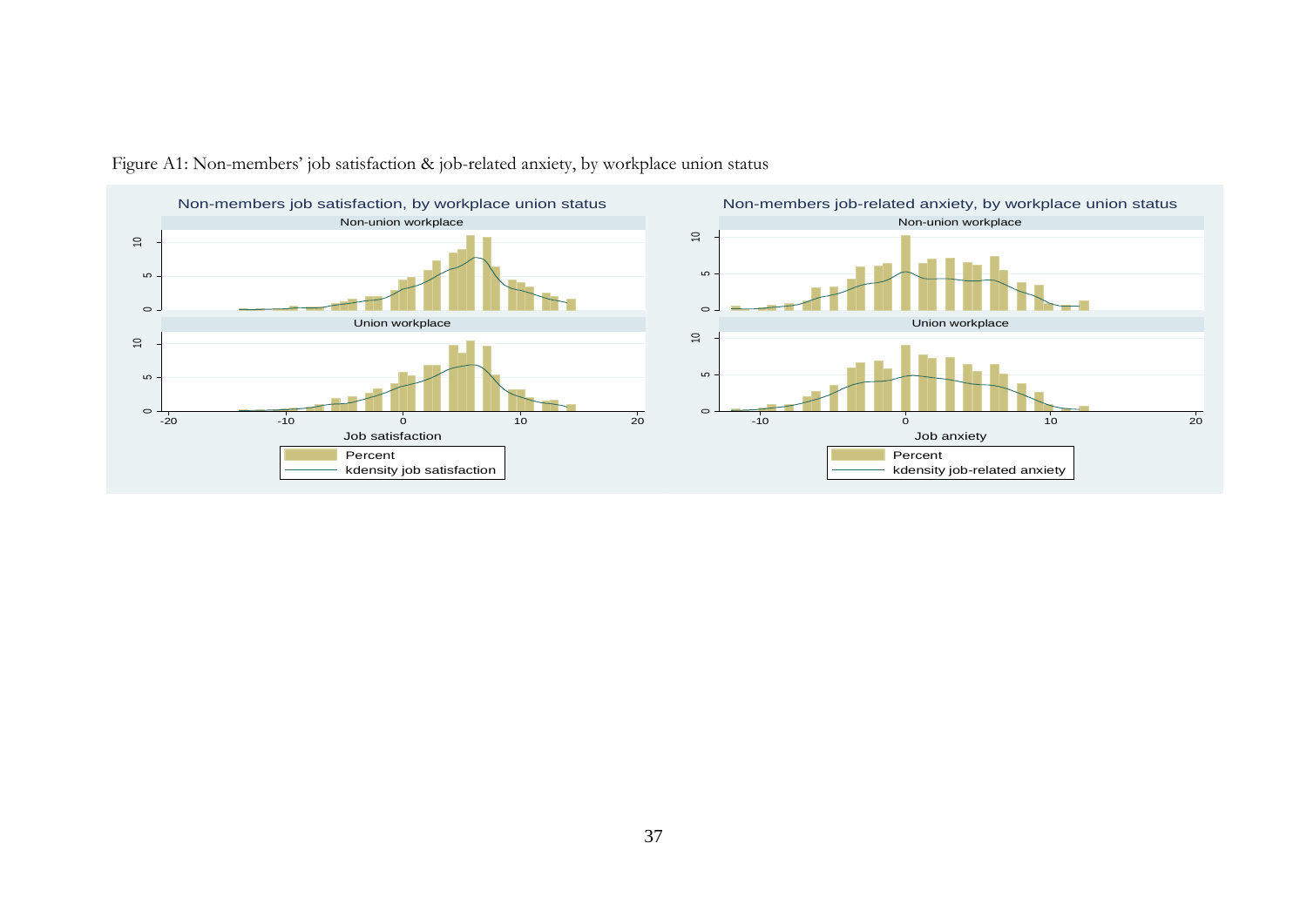Figure A1: Non-members' job satisfaction & job-related anxiety, by workplace union status

Non-members job satisfaction, by workplace union status

Non-union workplace

Union workplace

0
5
10

-20
-10
0
10
20

Job satisfaction

Percent
kdensity job satisfaction

Non-members job-related anxiety, by workplace union status

Non-union workplace

Union workplace

0
5
10

-10
0
10
20

Job anxiety

Percent
kdensity job-related anxiety